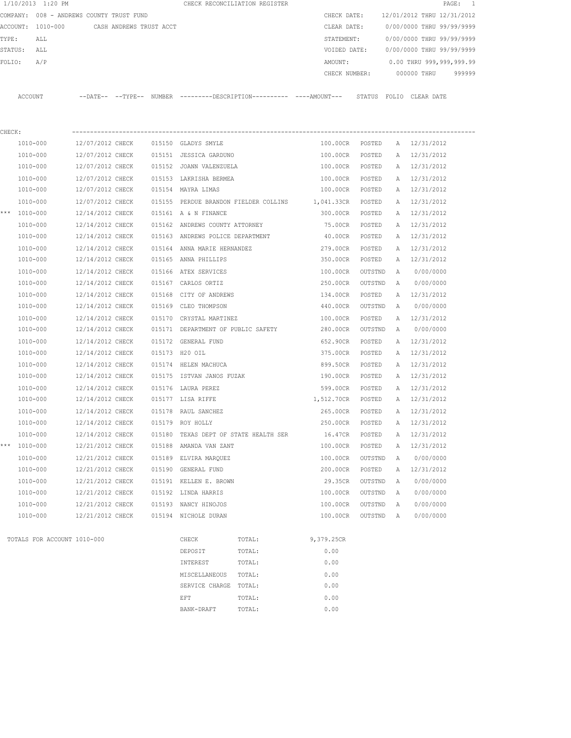1/10/2013 1:20 PM CHECK RECONCILIATION REGISTER

COMPANY: 008 - ANDREWS COUNTY TRUST FUND

ACCOUNT: 1010-000 CASH ANDREWS TRUST ACCT

TYPE: ALL

STATUS: ALL

FOLIO: A/P

CHECK DATE: 12/01/2012 THRU 12/31/2012
CLEAR DATE: 0/00/0000 THRU 99/99/9999
STATEMENT: 0/00/0000 THRU 99/99/9999
VOIDED DATE: 0/00/0000 THRU 99/99/9999
AMOUNT: 0.00 THRU 999,999,999.99
CHECK NUMBER: 000000 THRU 999999

CHECK:

| | ACCOUNT | --DATE-- | --TYPE-- | NUMBER | ---------DESCRIPTION---------- | ----AMOUNT--- | STATUS | FOLIO | CLEAR DATE |
|---|---|---|---|---|---|---|---|---|---|
| | 1010-000 | 12/07/2012 | CHECK | 015150 | GLADYS SMYLE | 100.00CR | POSTED | A | 12/31/2012 |
| | 1010-000 | 12/07/2012 | CHECK | 015151 | JESSICA GARDUNO | 100.00CR | POSTED | A | 12/31/2012 |
| | 1010-000 | 12/07/2012 | CHECK | 015152 | JOANN VALENZUELA | 100.00CR | POSTED | A | 12/31/2012 |
| | 1010-000 | 12/07/2012 | CHECK | 015153 | LAKRISHA BERMEA | 100.00CR | POSTED | A | 12/31/2012 |
| | 1010-000 | 12/07/2012 | CHECK | 015154 | MAYRA LIMAS | 100.00CR | POSTED | A | 12/31/2012 |
| | 1010-000 | 12/07/2012 | CHECK | 015155 | PERDUE BRANDON FIELDER COLLINS | 1,041.33CR | POSTED | A | 12/31/2012 |
| *** | 1010-000 | 12/14/2012 | CHECK | 015161 | A & N FINANCE | 300.00CR | POSTED | A | 12/31/2012 |
| | 1010-000 | 12/14/2012 | CHECK | 015162 | ANDREWS COUNTY ATTORNEY | 75.00CR | POSTED | A | 12/31/2012 |
| | 1010-000 | 12/14/2012 | CHECK | 015163 | ANDREWS POLICE DEPARTMENT | 40.00CR | POSTED | A | 12/31/2012 |
| | 1010-000 | 12/14/2012 | CHECK | 015164 | ANNA MARIE HERNANDEZ | 279.00CR | POSTED | A | 12/31/2012 |
| | 1010-000 | 12/14/2012 | CHECK | 015165 | ANNA PHILLIPS | 350.00CR | POSTED | A | 12/31/2012 |
| | 1010-000 | 12/14/2012 | CHECK | 015166 | ATEX SERVICES | 100.00CR | OUTSTND | A | 0/00/0000 |
| | 1010-000 | 12/14/2012 | CHECK | 015167 | CARLOS ORTIZ | 250.00CR | OUTSTND | A | 0/00/0000 |
| | 1010-000 | 12/14/2012 | CHECK | 015168 | CITY OF ANDREWS | 134.00CR | POSTED | A | 12/31/2012 |
| | 1010-000 | 12/14/2012 | CHECK | 015169 | CLEO THOMPSON | 440.00CR | OUTSTND | A | 0/00/0000 |
| | 1010-000 | 12/14/2012 | CHECK | 015170 | CRYSTAL MARTINEZ | 100.00CR | POSTED | A | 12/31/2012 |
| | 1010-000 | 12/14/2012 | CHECK | 015171 | DEPARTMENT OF PUBLIC SAFETY | 280.00CR | OUTSTND | A | 0/00/0000 |
| | 1010-000 | 12/14/2012 | CHECK | 015172 | GENERAL FUND | 652.90CR | POSTED | A | 12/31/2012 |
| | 1010-000 | 12/14/2012 | CHECK | 015173 | H20 OIL | 375.00CR | POSTED | A | 12/31/2012 |
| | 1010-000 | 12/14/2012 | CHECK | 015174 | HELEN MACHUCA | 899.50CR | POSTED | A | 12/31/2012 |
| | 1010-000 | 12/14/2012 | CHECK | 015175 | ISTVAN JANOS FUZAK | 190.00CR | POSTED | A | 12/31/2012 |
| | 1010-000 | 12/14/2012 | CHECK | 015176 | LAURA PEREZ | 599.00CR | POSTED | A | 12/31/2012 |
| | 1010-000 | 12/14/2012 | CHECK | 015177 | LISA RIFFE | 1,512.70CR | POSTED | A | 12/31/2012 |
| | 1010-000 | 12/14/2012 | CHECK | 015178 | RAUL SANCHEZ | 265.00CR | POSTED | A | 12/31/2012 |
| | 1010-000 | 12/14/2012 | CHECK | 015179 | ROY HOLLY | 250.00CR | POSTED | A | 12/31/2012 |
| | 1010-000 | 12/14/2012 | CHECK | 015180 | TEXAS DEPT OF STATE HEALTH SER | 16.47CR | POSTED | A | 12/31/2012 |
| *** | 1010-000 | 12/21/2012 | CHECK | 015188 | AMANDA VAN ZANT | 100.00CR | POSTED | A | 12/31/2012 |
| | 1010-000 | 12/21/2012 | CHECK | 015189 | ELVIRA MARQUEZ | 100.00CR | OUTSTND | A | 0/00/0000 |
| | 1010-000 | 12/21/2012 | CHECK | 015190 | GENERAL FUND | 200.00CR | POSTED | A | 12/31/2012 |
| | 1010-000 | 12/21/2012 | CHECK | 015191 | KELLEN E. BROWN | 29.35CR | OUTSTND | A | 0/00/0000 |
| | 1010-000 | 12/21/2012 | CHECK | 015192 | LINDA HARRIS | 100.00CR | OUTSTND | A | 0/00/0000 |
| | 1010-000 | 12/21/2012 | CHECK | 015193 | NANCY HINOJOS | 100.00CR | OUTSTND | A | 0/00/0000 |
| | 1010-000 | 12/21/2012 | CHECK | 015194 | NICHOLE DURAN | 100.00CR | OUTSTND | A | 0/00/0000 |

TOTALS FOR ACCOUNT 1010-000

| | | |
|---|---|---|
| CHECK | TOTAL: | 9,379.25CR |
| DEPOSIT | TOTAL: | 0.00 |
| INTEREST | TOTAL: | 0.00 |
| MISCELLANEOUS | TOTAL: | 0.00 |
| SERVICE CHARGE | TOTAL: | 0.00 |
| EFT | TOTAL: | 0.00 |
| BANK-DRAFT | TOTAL: | 0.00 |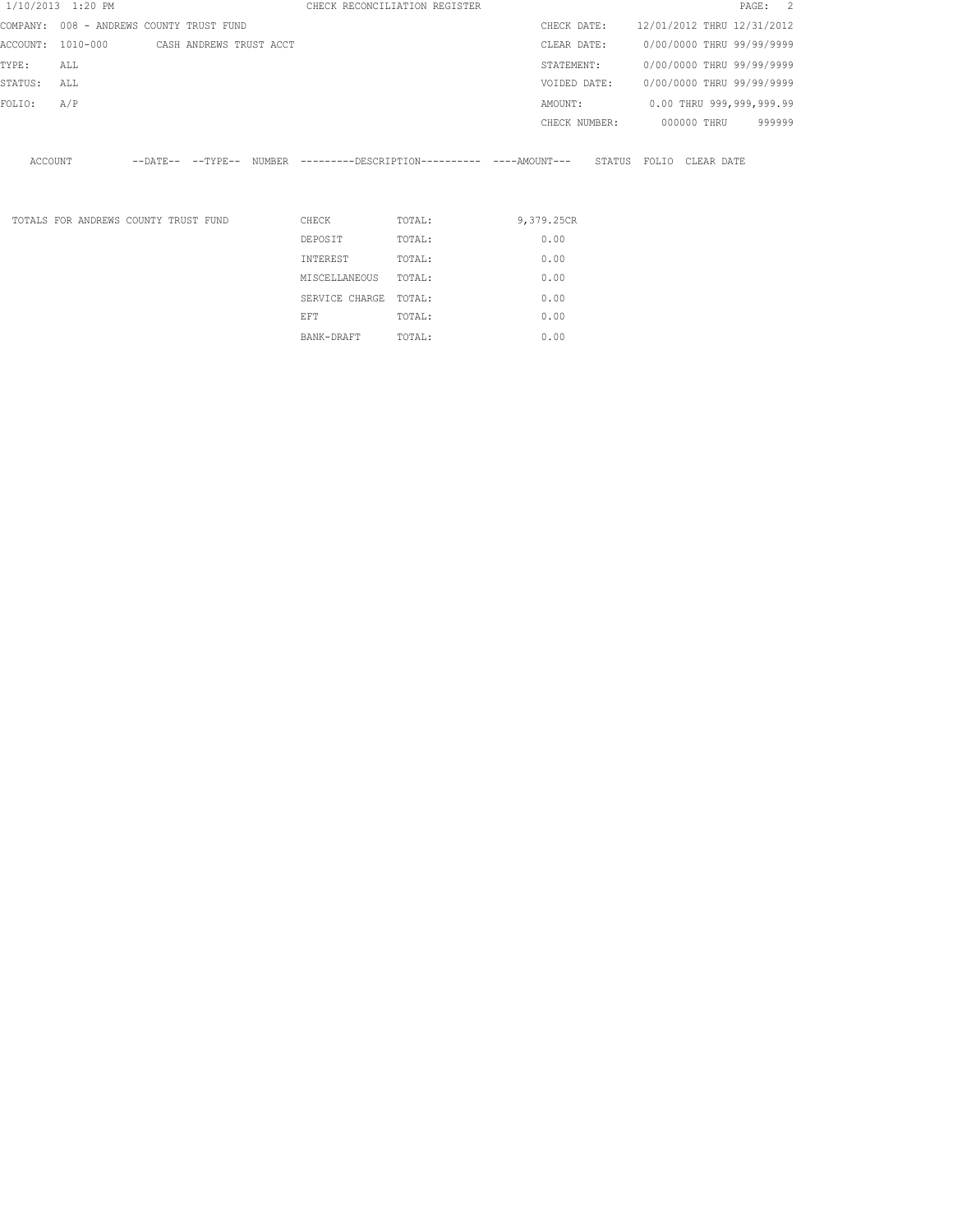1/10/2013 1:20 PM CHECK RECONCILIATION REGISTER

COMPANY: 008 - ANDREWS COUNTY TRUST FUND CHECK DATE: 12/01/2012 THRU 12/31/2012

ACCOUNT: 1010-000 CASH ANDREWS TRUST ACCT CLEAR DATE: 0/00/0000 THRU 99/99/9999

TYPE: ALL STATEMENT: 0/00/0000 THRU 99/99/9999

STATUS: ALL VOIDED DATE: 0/00/0000 THRU 99/99/9999

FOLIO: A/P AMOUNT: 0.00 THRU 999,999,999.99

CHECK NUMBER: 000000 THRU 999999

| ACCOUNT | --DATE-- | --TYPE-- | NUMBER | ---------DESCRIPTION---------- | ----AMOUNT--- | STATUS | FOLIO | CLEAR DATE |
|---|---|---|---|---|---|---|---|---|

| | | | |
|---|---|---|---|
| TOTALS FOR ANDREWS COUNTY TRUST FUND | CHECK | TOTAL: | 9,379.25CR |
| | DEPOSIT | TOTAL: | 0.00 |
| | INTEREST | TOTAL: | 0.00 |
| | MISCELLANEOUS | TOTAL: | 0.00 |
| | SERVICE CHARGE | TOTAL: | 0.00 |
| | EFT | TOTAL: | 0.00 |
| | BANK-DRAFT | TOTAL: | 0.00 |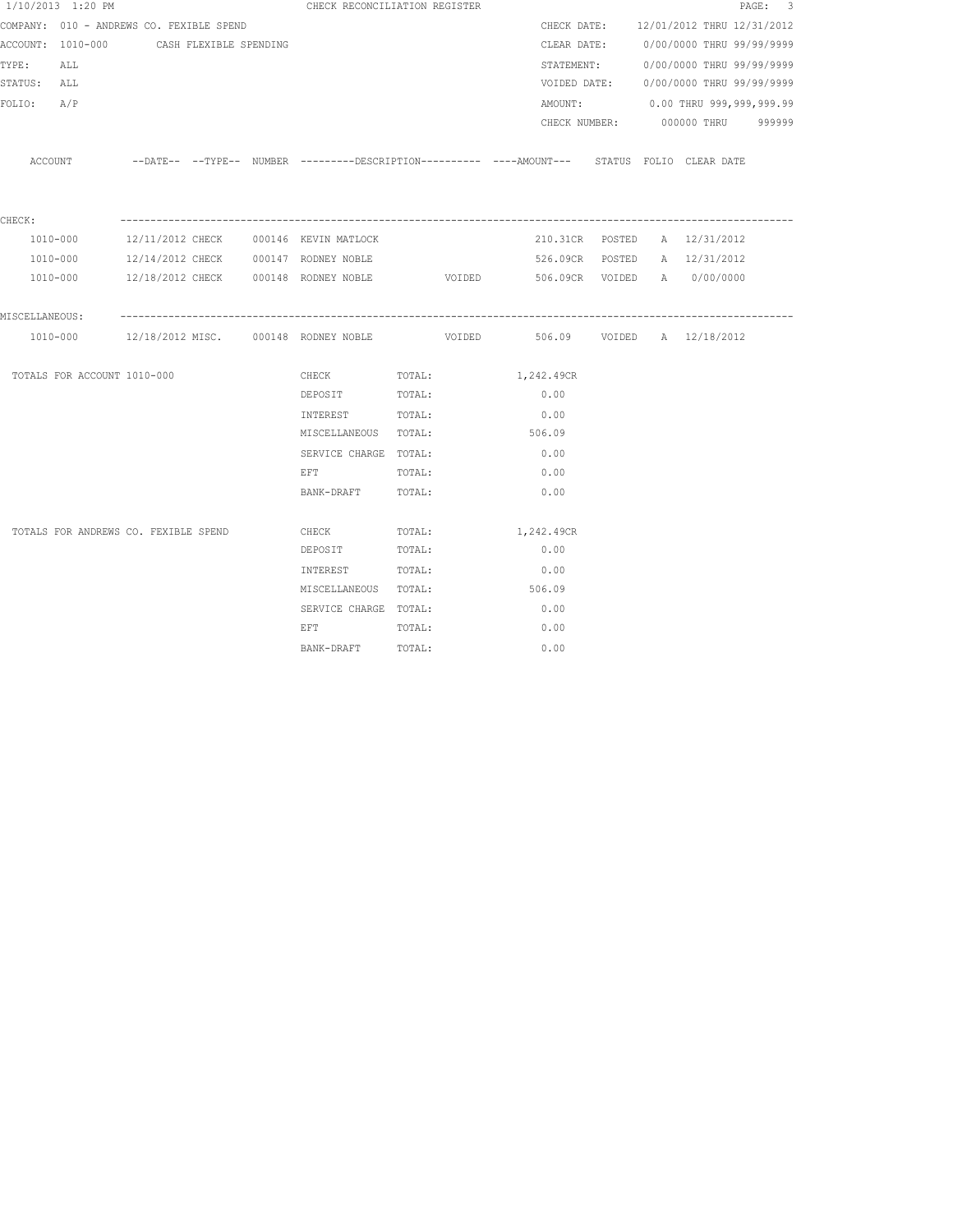1/10/2013 1:20 PM CHECK RECONCILIATION REGISTER

COMPANY: 010 - ANDREWS CO. FEXIBLE SPEND

ACCOUNT: 1010-000 CASH FLEXIBLE SPENDING

TYPE: ALL

STATUS: ALL

FOLIO: A/P

CHECK DATE: 12/01/2012 THRU 12/31/2012

CLEAR DATE: 0/00/0000 THRU 99/99/9999

STATEMENT: 0/00/0000 THRU 99/99/9999

VOIDED DATE: 0/00/0000 THRU 99/99/9999

AMOUNT: 0.00 THRU 999,999,999.99

CHECK NUMBER: 000000 THRU 999999

| ACCOUNT | --DATE-- | --TYPE-- | NUMBER | ---------DESCRIPTION---------- | | ----AMOUNT--- | STATUS | FOLIO | CLEAR DATE |
|---|---|---|---|---|---|---|---|---|---|
| CHECK: | | | | | | | | | |
| 1010-000 | 12/11/2012 | CHECK | 000146 | KEVIN MATLOCK | | 210.31CR | POSTED | A | 12/31/2012 |
| 1010-000 | 12/14/2012 | CHECK | 000147 | RODNEY NOBLE | | 526.09CR | POSTED | A | 12/31/2012 |
| 1010-000 | 12/18/2012 | CHECK | 000148 | RODNEY NOBLE | VOIDED | 506.09CR | VOIDED | A | 0/00/0000 |
| MISCELLANEOUS: | | | | | | | | | |
| 1010-000 | 12/18/2012 | MISC. | 000148 | RODNEY NOBLE | VOIDED | 506.09 | VOIDED | A | 12/18/2012 |

| TOTALS FOR ACCOUNT 1010-000 | | | |
|---|---|---|---|
| | CHECK | TOTAL: | 1,242.49CR |
| | DEPOSIT | TOTAL: | 0.00 |
| | INTEREST | TOTAL: | 0.00 |
| | MISCELLANEOUS | TOTAL: | 506.09 |
| | SERVICE CHARGE | TOTAL: | 0.00 |
| | EFT | TOTAL: | 0.00 |
| | BANK-DRAFT | TOTAL: | 0.00 |

| TOTALS FOR ANDREWS CO. FEXIBLE SPEND | | | |
|---|---|---|---|
| | CHECK | TOTAL: | 1,242.49CR |
| | DEPOSIT | TOTAL: | 0.00 |
| | INTEREST | TOTAL: | 0.00 |
| | MISCELLANEOUS | TOTAL: | 506.09 |
| | SERVICE CHARGE | TOTAL: | 0.00 |
| | EFT | TOTAL: | 0.00 |
| | BANK-DRAFT | TOTAL: | 0.00 |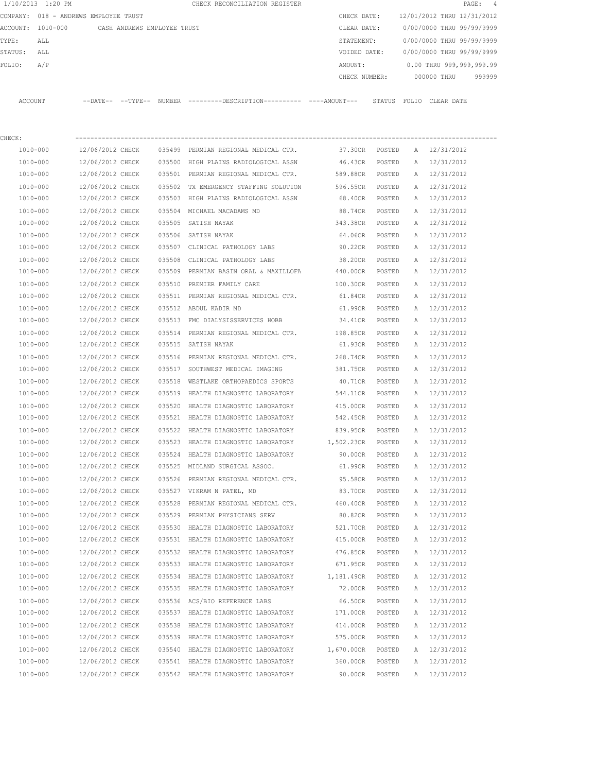1/10/2013 1:20 PM CHECK RECONCILIATION REGISTER

COMPANY: 018 - ANDREWS EMPLOYEE TRUST
ACCOUNT: 1010-000 CASH ANDREWS EMPLOYEE TRUST
TYPE: ALL
STATUS: ALL
FOLIO: A/P

CHECK DATE: 12/01/2012 THRU 12/31/2012
CLEAR DATE: 0/00/0000 THRU 99/99/9999
STATEMENT: 0/00/0000 THRU 99/99/9999
VOIDED DATE: 0/00/0000 THRU 99/99/9999
AMOUNT: 0.00 THRU 999,999,999.99
CHECK NUMBER: 000000 THRU 999999

CHECK:

| ACCOUNT | --DATE-- | --TYPE-- | NUMBER | ---------DESCRIPTION---------- | ----AMOUNT--- | STATUS | FOLIO | CLEAR DATE |
|---|---|---|---|---|---|---|---|---|
| 1010-000 | 12/06/2012 | CHECK | 035499 | PERMIAN REGIONAL MEDICAL CTR. | 37.30CR | POSTED | A | 12/31/2012 |
| 1010-000 | 12/06/2012 | CHECK | 035500 | HIGH PLAINS RADIOLOGICAL ASSN | 46.43CR | POSTED | A | 12/31/2012 |
| 1010-000 | 12/06/2012 | CHECK | 035501 | PERMIAN REGIONAL MEDICAL CTR. | 589.88CR | POSTED | A | 12/31/2012 |
| 1010-000 | 12/06/2012 | CHECK | 035502 | TX EMERGENCY STAFFING SOLUTION | 596.55CR | POSTED | A | 12/31/2012 |
| 1010-000 | 12/06/2012 | CHECK | 035503 | HIGH PLAINS RADIOLOGICAL ASSN | 68.40CR | POSTED | A | 12/31/2012 |
| 1010-000 | 12/06/2012 | CHECK | 035504 | MICHAEL MACADAMS MD | 88.74CR | POSTED | A | 12/31/2012 |
| 1010-000 | 12/06/2012 | CHECK | 035505 | SATISH NAYAK | 343.38CR | POSTED | A | 12/31/2012 |
| 1010-000 | 12/06/2012 | CHECK | 035506 | SATISH NAYAK | 64.06CR | POSTED | A | 12/31/2012 |
| 1010-000 | 12/06/2012 | CHECK | 035507 | CLINICAL PATHOLOGY LABS | 90.22CR | POSTED | A | 12/31/2012 |
| 1010-000 | 12/06/2012 | CHECK | 035508 | CLINICAL PATHOLOGY LABS | 38.20CR | POSTED | A | 12/31/2012 |
| 1010-000 | 12/06/2012 | CHECK | 035509 | PERMIAN BASIN ORAL & MAXILLOFA | 440.00CR | POSTED | A | 12/31/2012 |
| 1010-000 | 12/06/2012 | CHECK | 035510 | PREMIER FAMILY CARE | 100.30CR | POSTED | A | 12/31/2012 |
| 1010-000 | 12/06/2012 | CHECK | 035511 | PERMIAN REGIONAL MEDICAL CTR. | 61.84CR | POSTED | A | 12/31/2012 |
| 1010-000 | 12/06/2012 | CHECK | 035512 | ABDUL KADIR MD | 61.99CR | POSTED | A | 12/31/2012 |
| 1010-000 | 12/06/2012 | CHECK | 035513 | FMC DIALYSISSERVICES HOBB | 34.41CR | POSTED | A | 12/31/2012 |
| 1010-000 | 12/06/2012 | CHECK | 035514 | PERMIAN REGIONAL MEDICAL CTR. | 198.85CR | POSTED | A | 12/31/2012 |
| 1010-000 | 12/06/2012 | CHECK | 035515 | SATISH NAYAK | 61.93CR | POSTED | A | 12/31/2012 |
| 1010-000 | 12/06/2012 | CHECK | 035516 | PERMIAN REGIONAL MEDICAL CTR. | 268.74CR | POSTED | A | 12/31/2012 |
| 1010-000 | 12/06/2012 | CHECK | 035517 | SOUTHWEST MEDICAL IMAGING | 381.75CR | POSTED | A | 12/31/2012 |
| 1010-000 | 12/06/2012 | CHECK | 035518 | WESTLAKE ORTHOPAEDICS SPORTS | 40.71CR | POSTED | A | 12/31/2012 |
| 1010-000 | 12/06/2012 | CHECK | 035519 | HEALTH DIAGNOSTIC LABORATORY | 544.11CR | POSTED | A | 12/31/2012 |
| 1010-000 | 12/06/2012 | CHECK | 035520 | HEALTH DIAGNOSTIC LABORATORY | 415.00CR | POSTED | A | 12/31/2012 |
| 1010-000 | 12/06/2012 | CHECK | 035521 | HEALTH DIAGNOSTIC LABORATORY | 542.45CR | POSTED | A | 12/31/2012 |
| 1010-000 | 12/06/2012 | CHECK | 035522 | HEALTH DIAGNOSTIC LABORATORY | 839.95CR | POSTED | A | 12/31/2012 |
| 1010-000 | 12/06/2012 | CHECK | 035523 | HEALTH DIAGNOSTIC LABORATORY | 1,502.23CR | POSTED | A | 12/31/2012 |
| 1010-000 | 12/06/2012 | CHECK | 035524 | HEALTH DIAGNOSTIC LABORATORY | 90.00CR | POSTED | A | 12/31/2012 |
| 1010-000 | 12/06/2012 | CHECK | 035525 | MIDLAND SURGICAL ASSOC. | 61.99CR | POSTED | A | 12/31/2012 |
| 1010-000 | 12/06/2012 | CHECK | 035526 | PERMIAN REGIONAL MEDICAL CTR. | 95.58CR | POSTED | A | 12/31/2012 |
| 1010-000 | 12/06/2012 | CHECK | 035527 | VIKRAM N PATEL, MD | 83.70CR | POSTED | A | 12/31/2012 |
| 1010-000 | 12/06/2012 | CHECK | 035528 | PERMIAN REGIONAL MEDICAL CTR. | 460.40CR | POSTED | A | 12/31/2012 |
| 1010-000 | 12/06/2012 | CHECK | 035529 | PERMIAN PHYSICIANS SERV | 80.82CR | POSTED | A | 12/31/2012 |
| 1010-000 | 12/06/2012 | CHECK | 035530 | HEALTH DIAGNOSTIC LABORATORY | 521.70CR | POSTED | A | 12/31/2012 |
| 1010-000 | 12/06/2012 | CHECK | 035531 | HEALTH DIAGNOSTIC LABORATORY | 415.00CR | POSTED | A | 12/31/2012 |
| 1010-000 | 12/06/2012 | CHECK | 035532 | HEALTH DIAGNOSTIC LABORATORY | 476.85CR | POSTED | A | 12/31/2012 |
| 1010-000 | 12/06/2012 | CHECK | 035533 | HEALTH DIAGNOSTIC LABORATORY | 671.95CR | POSTED | A | 12/31/2012 |
| 1010-000 | 12/06/2012 | CHECK | 035534 | HEALTH DIAGNOSTIC LABORATORY | 1,181.49CR | POSTED | A | 12/31/2012 |
| 1010-000 | 12/06/2012 | CHECK | 035535 | HEALTH DIAGNOSTIC LABORATORY | 72.00CR | POSTED | A | 12/31/2012 |
| 1010-000 | 12/06/2012 | CHECK | 035536 | ACS/BIO REFERENCE LABS | 66.50CR | POSTED | A | 12/31/2012 |
| 1010-000 | 12/06/2012 | CHECK | 035537 | HEALTH DIAGNOSTIC LABORATORY | 171.00CR | POSTED | A | 12/31/2012 |
| 1010-000 | 12/06/2012 | CHECK | 035538 | HEALTH DIAGNOSTIC LABORATORY | 414.00CR | POSTED | A | 12/31/2012 |
| 1010-000 | 12/06/2012 | CHECK | 035539 | HEALTH DIAGNOSTIC LABORATORY | 575.00CR | POSTED | A | 12/31/2012 |
| 1010-000 | 12/06/2012 | CHECK | 035540 | HEALTH DIAGNOSTIC LABORATORY | 1,670.00CR | POSTED | A | 12/31/2012 |
| 1010-000 | 12/06/2012 | CHECK | 035541 | HEALTH DIAGNOSTIC LABORATORY | 360.00CR | POSTED | A | 12/31/2012 |
| 1010-000 | 12/06/2012 | CHECK | 035542 | HEALTH DIAGNOSTIC LABORATORY | 90.00CR | POSTED | A | 12/31/2012 |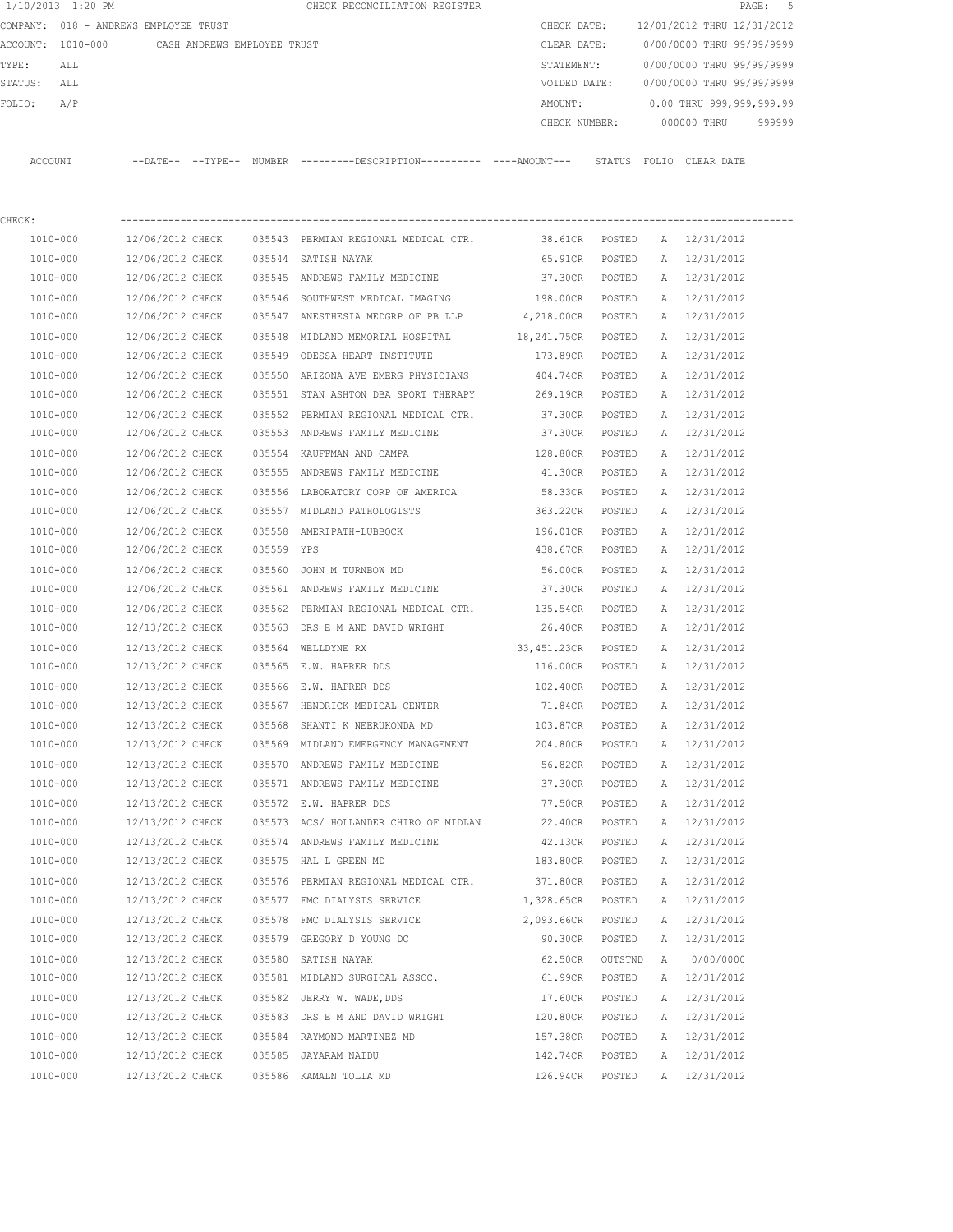1/10/2013 1:20 PM CHECK RECONCILIATION REGISTER

COMPANY: 018 - ANDREWS EMPLOYEE TRUST

ACCOUNT: 1010-000 CASH ANDREWS EMPLOYEE TRUST

TYPE: ALL

STATUS: ALL

FOLIO: A/P

CHECK DATE: 12/01/2012 THRU 12/31/2012

CLEAR DATE: 0/00/0000 THRU 99/99/9999

STATEMENT: 0/00/0000 THRU 99/99/9999

VOIDED DATE: 0/00/0000 THRU 99/99/9999

AMOUNT: 0.00 THRU 999,999,999.99

CHECK NUMBER: 000000 THRU 999999

CHECK:

| ACCOUNT | --DATE-- | --TYPE-- | NUMBER | ---------DESCRIPTION---------- | ----AMOUNT--- | STATUS | FOLIO | CLEAR DATE |
|---|---|---|---|---|---|---|---|---|
| 1010-000 | 12/06/2012 | CHECK | 035543 | PERMIAN REGIONAL MEDICAL CTR. | 38.61CR | POSTED | A | 12/31/2012 |
| 1010-000 | 12/06/2012 | CHECK | 035544 | SATISH NAYAK | 65.91CR | POSTED | A | 12/31/2012 |
| 1010-000 | 12/06/2012 | CHECK | 035545 | ANDREWS FAMILY MEDICINE | 37.30CR | POSTED | A | 12/31/2012 |
| 1010-000 | 12/06/2012 | CHECK | 035546 | SOUTHWEST MEDICAL IMAGING | 198.00CR | POSTED | A | 12/31/2012 |
| 1010-000 | 12/06/2012 | CHECK | 035547 | ANESTHESIA MEDGRP OF PB LLP | 4,218.00CR | POSTED | A | 12/31/2012 |
| 1010-000 | 12/06/2012 | CHECK | 035548 | MIDLAND MEMORIAL HOSPITAL | 18,241.75CR | POSTED | A | 12/31/2012 |
| 1010-000 | 12/06/2012 | CHECK | 035549 | ODESSA HEART INSTITUTE | 173.89CR | POSTED | A | 12/31/2012 |
| 1010-000 | 12/06/2012 | CHECK | 035550 | ARIZONA AVE EMERG PHYSICIANS | 404.74CR | POSTED | A | 12/31/2012 |
| 1010-000 | 12/06/2012 | CHECK | 035551 | STAN ASHTON DBA SPORT THERAPY | 269.19CR | POSTED | A | 12/31/2012 |
| 1010-000 | 12/06/2012 | CHECK | 035552 | PERMIAN REGIONAL MEDICAL CTR. | 37.30CR | POSTED | A | 12/31/2012 |
| 1010-000 | 12/06/2012 | CHECK | 035553 | ANDREWS FAMILY MEDICINE | 37.30CR | POSTED | A | 12/31/2012 |
| 1010-000 | 12/06/2012 | CHECK | 035554 | KAUFFMAN AND CAMPA | 128.80CR | POSTED | A | 12/31/2012 |
| 1010-000 | 12/06/2012 | CHECK | 035555 | ANDREWS FAMILY MEDICINE | 41.30CR | POSTED | A | 12/31/2012 |
| 1010-000 | 12/06/2012 | CHECK | 035556 | LABORATORY CORP OF AMERICA | 58.33CR | POSTED | A | 12/31/2012 |
| 1010-000 | 12/06/2012 | CHECK | 035557 | MIDLAND PATHOLOGISTS | 363.22CR | POSTED | A | 12/31/2012 |
| 1010-000 | 12/06/2012 | CHECK | 035558 | AMERIPATH-LUBBOCK | 196.01CR | POSTED | A | 12/31/2012 |
| 1010-000 | 12/06/2012 | CHECK | 035559 | YPS | 438.67CR | POSTED | A | 12/31/2012 |
| 1010-000 | 12/06/2012 | CHECK | 035560 | JOHN M TURNBOW MD | 56.00CR | POSTED | A | 12/31/2012 |
| 1010-000 | 12/06/2012 | CHECK | 035561 | ANDREWS FAMILY MEDICINE | 37.30CR | POSTED | A | 12/31/2012 |
| 1010-000 | 12/06/2012 | CHECK | 035562 | PERMIAN REGIONAL MEDICAL CTR. | 135.54CR | POSTED | A | 12/31/2012 |
| 1010-000 | 12/13/2012 | CHECK | 035563 | DRS E M AND DAVID WRIGHT | 26.40CR | POSTED | A | 12/31/2012 |
| 1010-000 | 12/13/2012 | CHECK | 035564 | WELLDYNE RX | 33,451.23CR | POSTED | A | 12/31/2012 |
| 1010-000 | 12/13/2012 | CHECK | 035565 | E.W. HAPRER DDS | 116.00CR | POSTED | A | 12/31/2012 |
| 1010-000 | 12/13/2012 | CHECK | 035566 | E.W. HAPRER DDS | 102.40CR | POSTED | A | 12/31/2012 |
| 1010-000 | 12/13/2012 | CHECK | 035567 | HENDRICK MEDICAL CENTER | 71.84CR | POSTED | A | 12/31/2012 |
| 1010-000 | 12/13/2012 | CHECK | 035568 | SHANTI K NEERUKONDA MD | 103.87CR | POSTED | A | 12/31/2012 |
| 1010-000 | 12/13/2012 | CHECK | 035569 | MIDLAND EMERGENCY MANAGEMENT | 204.80CR | POSTED | A | 12/31/2012 |
| 1010-000 | 12/13/2012 | CHECK | 035570 | ANDREWS FAMILY MEDICINE | 56.82CR | POSTED | A | 12/31/2012 |
| 1010-000 | 12/13/2012 | CHECK | 035571 | ANDREWS FAMILY MEDICINE | 37.30CR | POSTED | A | 12/31/2012 |
| 1010-000 | 12/13/2012 | CHECK | 035572 | E.W. HAPRER DDS | 77.50CR | POSTED | A | 12/31/2012 |
| 1010-000 | 12/13/2012 | CHECK | 035573 | ACS/ HOLLANDER CHIRO OF MIDLAN | 22.40CR | POSTED | A | 12/31/2012 |
| 1010-000 | 12/13/2012 | CHECK | 035574 | ANDREWS FAMILY MEDICINE | 42.13CR | POSTED | A | 12/31/2012 |
| 1010-000 | 12/13/2012 | CHECK | 035575 | HAL L GREEN MD | 183.80CR | POSTED | A | 12/31/2012 |
| 1010-000 | 12/13/2012 | CHECK | 035576 | PERMIAN REGIONAL MEDICAL CTR. | 371.80CR | POSTED | A | 12/31/2012 |
| 1010-000 | 12/13/2012 | CHECK | 035577 | FMC DIALYSIS SERVICE | 1,328.65CR | POSTED | A | 12/31/2012 |
| 1010-000 | 12/13/2012 | CHECK | 035578 | FMC DIALYSIS SERVICE | 2,093.66CR | POSTED | A | 12/31/2012 |
| 1010-000 | 12/13/2012 | CHECK | 035579 | GREGORY D YOUNG DC | 90.30CR | POSTED | A | 12/31/2012 |
| 1010-000 | 12/13/2012 | CHECK | 035580 | SATISH NAYAK | 62.50CR | OUTSTND | A | 0/00/0000 |
| 1010-000 | 12/13/2012 | CHECK | 035581 | MIDLAND SURGICAL ASSOC. | 61.99CR | POSTED | A | 12/31/2012 |
| 1010-000 | 12/13/2012 | CHECK | 035582 | JERRY W. WADE,DDS | 17.60CR | POSTED | A | 12/31/2012 |
| 1010-000 | 12/13/2012 | CHECK | 035583 | DRS E M AND DAVID WRIGHT | 120.80CR | POSTED | A | 12/31/2012 |
| 1010-000 | 12/13/2012 | CHECK | 035584 | RAYMOND MARTINEZ MD | 157.38CR | POSTED | A | 12/31/2012 |
| 1010-000 | 12/13/2012 | CHECK | 035585 | JAYARAM NAIDU | 142.74CR | POSTED | A | 12/31/2012 |
| 1010-000 | 12/13/2012 | CHECK | 035586 | KAMALN TOLIA MD | 126.94CR | POSTED | A | 12/31/2012 |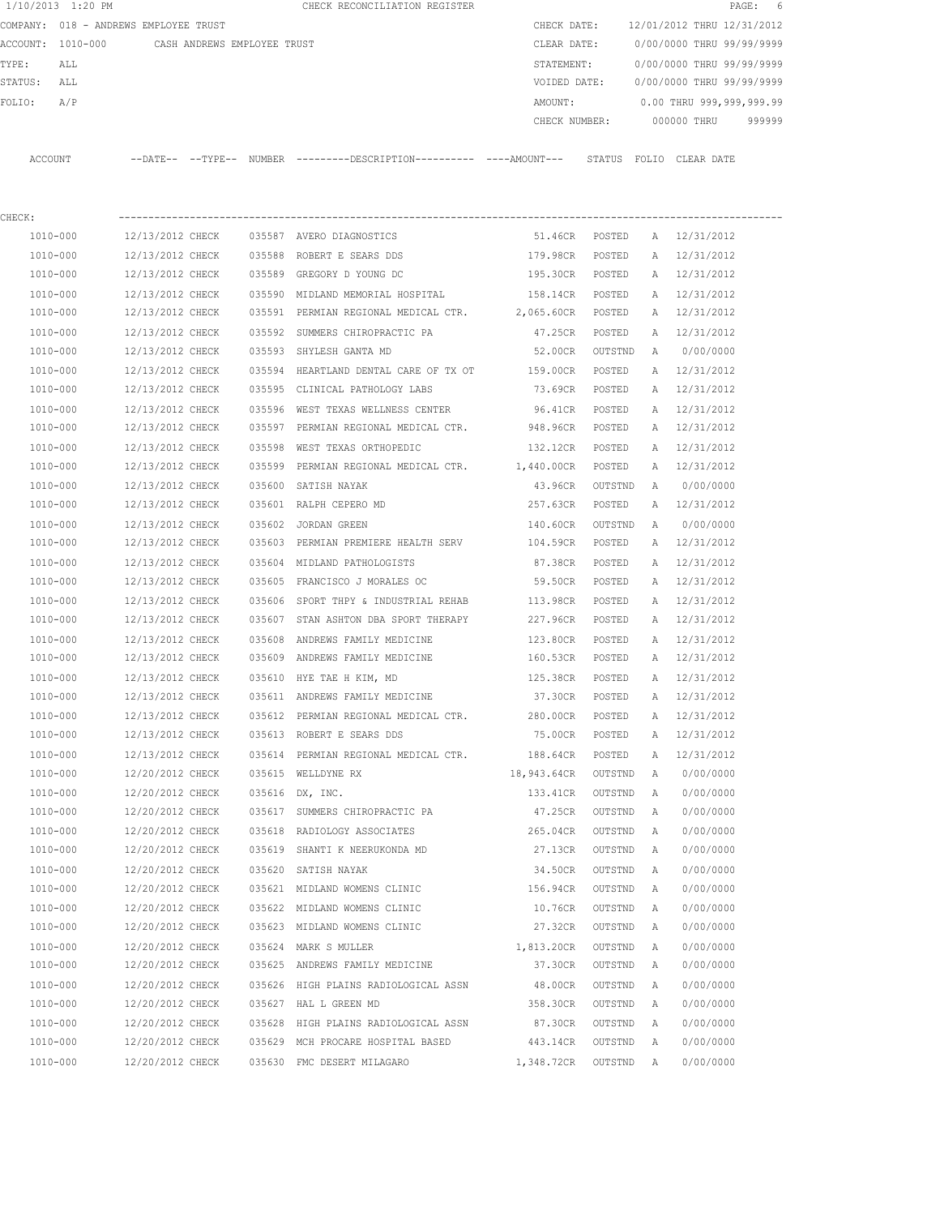1/10/2013 1:20 PM CHECK RECONCILIATION REGISTER

COMPANY: 018 - ANDREWS EMPLOYEE TRUST

ACCOUNT: 1010-000 CASH ANDREWS EMPLOYEE TRUST

TYPE: ALL

STATUS: ALL

FOLIO: A/P

CHECK DATE: 12/01/2012 THRU 12/31/2012

CLEAR DATE: 0/00/0000 THRU 99/99/9999

STATEMENT: 0/00/0000 THRU 99/99/9999

VOIDED DATE: 0/00/0000 THRU 99/99/9999

AMOUNT: 0.00 THRU 999,999,999.99

CHECK NUMBER: 000000 THRU 999999

CHECK:

| ACCOUNT | --DATE-- | --TYPE-- | NUMBER | ---------DESCRIPTION---------- | ----AMOUNT--- | STATUS | FOLIO | CLEAR DATE |
|---|---|---|---|---|---|---|---|---|
| 1010-000 | 12/13/2012 | CHECK | 035587 | AVERO DIAGNOSTICS | 51.46CR | POSTED | A | 12/31/2012 |
| 1010-000 | 12/13/2012 | CHECK | 035588 | ROBERT E SEARS DDS | 179.98CR | POSTED | A | 12/31/2012 |
| 1010-000 | 12/13/2012 | CHECK | 035589 | GREGORY D YOUNG DC | 195.30CR | POSTED | A | 12/31/2012 |
| 1010-000 | 12/13/2012 | CHECK | 035590 | MIDLAND MEMORIAL HOSPITAL | 158.14CR | POSTED | A | 12/31/2012 |
| 1010-000 | 12/13/2012 | CHECK | 035591 | PERMIAN REGIONAL MEDICAL CTR. | 2,065.60CR | POSTED | A | 12/31/2012 |
| 1010-000 | 12/13/2012 | CHECK | 035592 | SUMMERS CHIROPRACTIC PA | 47.25CR | POSTED | A | 12/31/2012 |
| 1010-000 | 12/13/2012 | CHECK | 035593 | SHYLESH GANTA MD | 52.00CR | OUTSTND | A | 0/00/0000 |
| 1010-000 | 12/13/2012 | CHECK | 035594 | HEARTLAND DENTAL CARE OF TX OT | 159.00CR | POSTED | A | 12/31/2012 |
| 1010-000 | 12/13/2012 | CHECK | 035595 | CLINICAL PATHOLOGY LABS | 73.69CR | POSTED | A | 12/31/2012 |
| 1010-000 | 12/13/2012 | CHECK | 035596 | WEST TEXAS WELLNESS CENTER | 96.41CR | POSTED | A | 12/31/2012 |
| 1010-000 | 12/13/2012 | CHECK | 035597 | PERMIAN REGIONAL MEDICAL CTR. | 948.96CR | POSTED | A | 12/31/2012 |
| 1010-000 | 12/13/2012 | CHECK | 035598 | WEST TEXAS ORTHOPEDIC | 132.12CR | POSTED | A | 12/31/2012 |
| 1010-000 | 12/13/2012 | CHECK | 035599 | PERMIAN REGIONAL MEDICAL CTR. | 1,440.00CR | POSTED | A | 12/31/2012 |
| 1010-000 | 12/13/2012 | CHECK | 035600 | SATISH NAYAK | 43.96CR | OUTSTND | A | 0/00/0000 |
| 1010-000 | 12/13/2012 | CHECK | 035601 | RALPH CEPERO MD | 257.63CR | POSTED | A | 12/31/2012 |
| 1010-000 | 12/13/2012 | CHECK | 035602 | JORDAN GREEN | 140.60CR | OUTSTND | A | 0/00/0000 |
| 1010-000 | 12/13/2012 | CHECK | 035603 | PERMIAN PREMIERE HEALTH SERV | 104.59CR | POSTED | A | 12/31/2012 |
| 1010-000 | 12/13/2012 | CHECK | 035604 | MIDLAND PATHOLOGISTS | 87.38CR | POSTED | A | 12/31/2012 |
| 1010-000 | 12/13/2012 | CHECK | 035605 | FRANCISCO J MORALES OC | 59.50CR | POSTED | A | 12/31/2012 |
| 1010-000 | 12/13/2012 | CHECK | 035606 | SPORT THPY & INDUSTRIAL REHAB | 113.98CR | POSTED | A | 12/31/2012 |
| 1010-000 | 12/13/2012 | CHECK | 035607 | STAN ASHTON DBA SPORT THERAPY | 227.96CR | POSTED | A | 12/31/2012 |
| 1010-000 | 12/13/2012 | CHECK | 035608 | ANDREWS FAMILY MEDICINE | 123.80CR | POSTED | A | 12/31/2012 |
| 1010-000 | 12/13/2012 | CHECK | 035609 | ANDREWS FAMILY MEDICINE | 160.53CR | POSTED | A | 12/31/2012 |
| 1010-000 | 12/13/2012 | CHECK | 035610 | HYE TAE H KIM, MD | 125.38CR | POSTED | A | 12/31/2012 |
| 1010-000 | 12/13/2012 | CHECK | 035611 | ANDREWS FAMILY MEDICINE | 37.30CR | POSTED | A | 12/31/2012 |
| 1010-000 | 12/13/2012 | CHECK | 035612 | PERMIAN REGIONAL MEDICAL CTR. | 280.00CR | POSTED | A | 12/31/2012 |
| 1010-000 | 12/13/2012 | CHECK | 035613 | ROBERT E SEARS DDS | 75.00CR | POSTED | A | 12/31/2012 |
| 1010-000 | 12/13/2012 | CHECK | 035614 | PERMIAN REGIONAL MEDICAL CTR. | 188.64CR | POSTED | A | 12/31/2012 |
| 1010-000 | 12/20/2012 | CHECK | 035615 | WELLDYNE RX | 18,943.64CR | OUTSTND | A | 0/00/0000 |
| 1010-000 | 12/20/2012 | CHECK | 035616 | DX, INC. | 133.41CR | OUTSTND | A | 0/00/0000 |
| 1010-000 | 12/20/2012 | CHECK | 035617 | SUMMERS CHIROPRACTIC PA | 47.25CR | OUTSTND | A | 0/00/0000 |
| 1010-000 | 12/20/2012 | CHECK | 035618 | RADIOLOGY ASSOCIATES | 265.04CR | OUTSTND | A | 0/00/0000 |
| 1010-000 | 12/20/2012 | CHECK | 035619 | SHANTI K NEERUKONDA MD | 27.13CR | OUTSTND | A | 0/00/0000 |
| 1010-000 | 12/20/2012 | CHECK | 035620 | SATISH NAYAK | 34.50CR | OUTSTND | A | 0/00/0000 |
| 1010-000 | 12/20/2012 | CHECK | 035621 | MIDLAND WOMENS CLINIC | 156.94CR | OUTSTND | A | 0/00/0000 |
| 1010-000 | 12/20/2012 | CHECK | 035622 | MIDLAND WOMENS CLINIC | 10.76CR | OUTSTND | A | 0/00/0000 |
| 1010-000 | 12/20/2012 | CHECK | 035623 | MIDLAND WOMENS CLINIC | 27.32CR | OUTSTND | A | 0/00/0000 |
| 1010-000 | 12/20/2012 | CHECK | 035624 | MARK S MULLER | 1,813.20CR | OUTSTND | A | 0/00/0000 |
| 1010-000 | 12/20/2012 | CHECK | 035625 | ANDREWS FAMILY MEDICINE | 37.30CR | OUTSTND | A | 0/00/0000 |
| 1010-000 | 12/20/2012 | CHECK | 035626 | HIGH PLAINS RADIOLOGICAL ASSN | 48.00CR | OUTSTND | A | 0/00/0000 |
| 1010-000 | 12/20/2012 | CHECK | 035627 | HAL L GREEN MD | 358.30CR | OUTSTND | A | 0/00/0000 |
| 1010-000 | 12/20/2012 | CHECK | 035628 | HIGH PLAINS RADIOLOGICAL ASSN | 87.30CR | OUTSTND | A | 0/00/0000 |
| 1010-000 | 12/20/2012 | CHECK | 035629 | MCH PROCARE HOSPITAL BASED | 443.14CR | OUTSTND | A | 0/00/0000 |
| 1010-000 | 12/20/2012 | CHECK | 035630 | FMC DESERT MILAGARO | 1,348.72CR | OUTSTND | A | 0/00/0000 |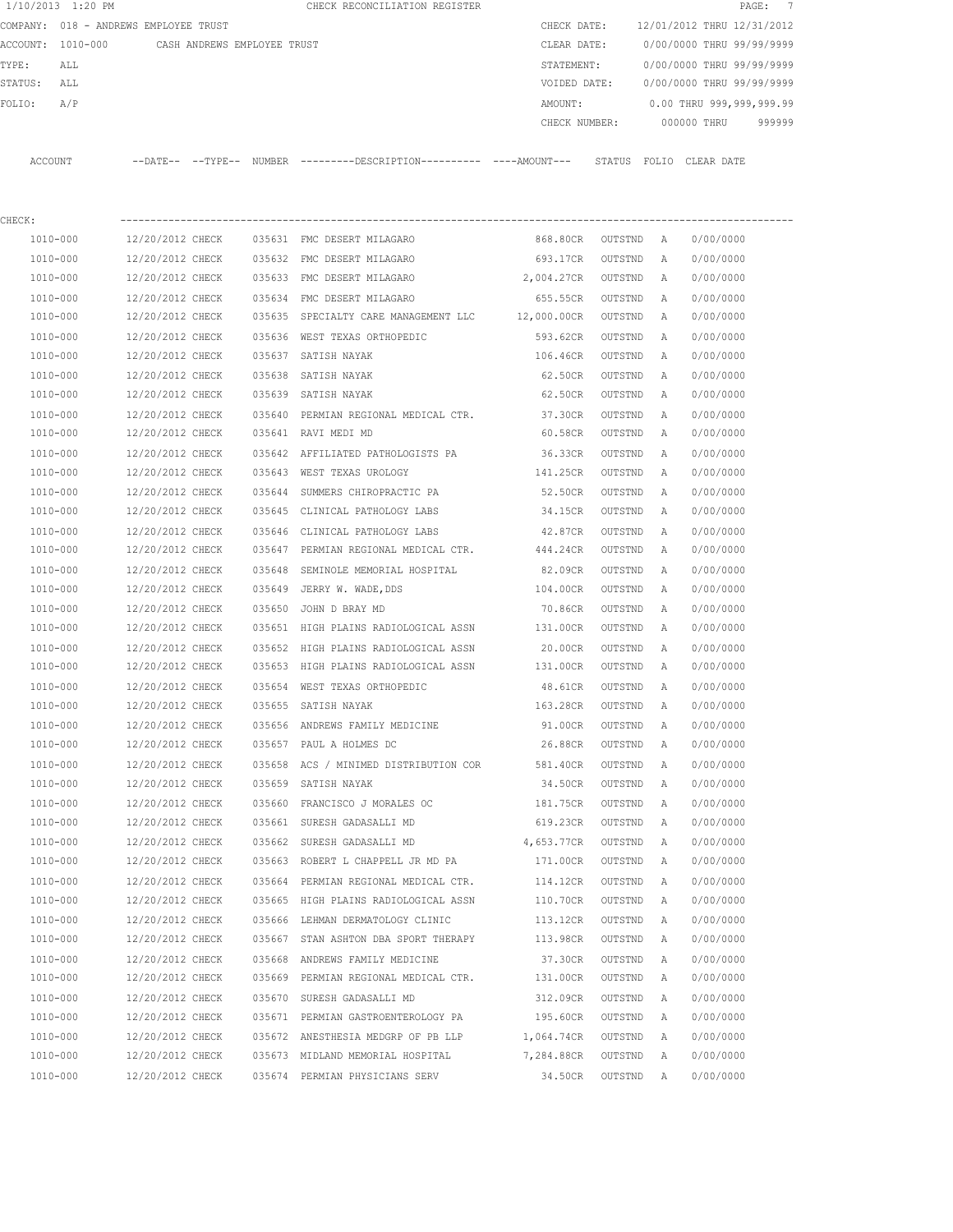1/10/2013 1:20 PM CHECK RECONCILIATION REGISTER

COMPANY: 018 - ANDREWS EMPLOYEE TRUST CHECK DATE: 12/01/2012 THRU 12/31/2012
ACCOUNT: 1010-000 CASH ANDREWS EMPLOYEE TRUST CLEAR DATE: 0/00/0000 THRU 99/99/9999
TYPE: ALL STATEMENT: 0/00/0000 THRU 99/99/9999
STATUS: ALL VOIDED DATE: 0/00/0000 THRU 99/99/9999
FOLIO: A/P AMOUNT: 0.00 THRU 999,999,999.99
CHECK NUMBER: 000000 THRU 999999

CHECK:

| ACCOUNT | --DATE-- | --TYPE-- | NUMBER | ---------DESCRIPTION---------- | ----AMOUNT--- | STATUS | FOLIO | CLEAR DATE |
|---|---|---|---|---|---|---|---|---|
| 1010-000 | 12/20/2012 | CHECK | 035631 | FMC DESERT MILAGARO | 868.80CR | OUTSTND | A | 0/00/0000 |
| 1010-000 | 12/20/2012 | CHECK | 035632 | FMC DESERT MILAGARO | 693.17CR | OUTSTND | A | 0/00/0000 |
| 1010-000 | 12/20/2012 | CHECK | 035633 | FMC DESERT MILAGARO | 2,004.27CR | OUTSTND | A | 0/00/0000 |
| 1010-000 | 12/20/2012 | CHECK | 035634 | FMC DESERT MILAGARO | 655.55CR | OUTSTND | A | 0/00/0000 |
| 1010-000 | 12/20/2012 | CHECK | 035635 | SPECIALTY CARE MANAGEMENT LLC | 12,000.00CR | OUTSTND | A | 0/00/0000 |
| 1010-000 | 12/20/2012 | CHECK | 035636 | WEST TEXAS ORTHOPEDIC | 593.62CR | OUTSTND | A | 0/00/0000 |
| 1010-000 | 12/20/2012 | CHECK | 035637 | SATISH NAYAK | 106.46CR | OUTSTND | A | 0/00/0000 |
| 1010-000 | 12/20/2012 | CHECK | 035638 | SATISH NAYAK | 62.50CR | OUTSTND | A | 0/00/0000 |
| 1010-000 | 12/20/2012 | CHECK | 035639 | SATISH NAYAK | 62.50CR | OUTSTND | A | 0/00/0000 |
| 1010-000 | 12/20/2012 | CHECK | 035640 | PERMIAN REGIONAL MEDICAL CTR. | 37.30CR | OUTSTND | A | 0/00/0000 |
| 1010-000 | 12/20/2012 | CHECK | 035641 | RAVI MEDI MD | 60.58CR | OUTSTND | A | 0/00/0000 |
| 1010-000 | 12/20/2012 | CHECK | 035642 | AFFILIATED PATHOLOGISTS PA | 36.33CR | OUTSTND | A | 0/00/0000 |
| 1010-000 | 12/20/2012 | CHECK | 035643 | WEST TEXAS UROLOGY | 141.25CR | OUTSTND | A | 0/00/0000 |
| 1010-000 | 12/20/2012 | CHECK | 035644 | SUMMERS CHIROPRACTIC PA | 52.50CR | OUTSTND | A | 0/00/0000 |
| 1010-000 | 12/20/2012 | CHECK | 035645 | CLINICAL PATHOLOGY LABS | 34.15CR | OUTSTND | A | 0/00/0000 |
| 1010-000 | 12/20/2012 | CHECK | 035646 | CLINICAL PATHOLOGY LABS | 42.87CR | OUTSTND | A | 0/00/0000 |
| 1010-000 | 12/20/2012 | CHECK | 035647 | PERMIAN REGIONAL MEDICAL CTR. | 444.24CR | OUTSTND | A | 0/00/0000 |
| 1010-000 | 12/20/2012 | CHECK | 035648 | SEMINOLE MEMORIAL HOSPITAL | 82.09CR | OUTSTND | A | 0/00/0000 |
| 1010-000 | 12/20/2012 | CHECK | 035649 | JERRY W. WADE,DDS | 104.00CR | OUTSTND | A | 0/00/0000 |
| 1010-000 | 12/20/2012 | CHECK | 035650 | JOHN D BRAY MD | 70.86CR | OUTSTND | A | 0/00/0000 |
| 1010-000 | 12/20/2012 | CHECK | 035651 | HIGH PLAINS RADIOLOGICAL ASSN | 131.00CR | OUTSTND | A | 0/00/0000 |
| 1010-000 | 12/20/2012 | CHECK | 035652 | HIGH PLAINS RADIOLOGICAL ASSN | 20.00CR | OUTSTND | A | 0/00/0000 |
| 1010-000 | 12/20/2012 | CHECK | 035653 | HIGH PLAINS RADIOLOGICAL ASSN | 131.00CR | OUTSTND | A | 0/00/0000 |
| 1010-000 | 12/20/2012 | CHECK | 035654 | WEST TEXAS ORTHOPEDIC | 48.61CR | OUTSTND | A | 0/00/0000 |
| 1010-000 | 12/20/2012 | CHECK | 035655 | SATISH NAYAK | 163.28CR | OUTSTND | A | 0/00/0000 |
| 1010-000 | 12/20/2012 | CHECK | 035656 | ANDREWS FAMILY MEDICINE | 91.00CR | OUTSTND | A | 0/00/0000 |
| 1010-000 | 12/20/2012 | CHECK | 035657 | PAUL A HOLMES DC | 26.88CR | OUTSTND | A | 0/00/0000 |
| 1010-000 | 12/20/2012 | CHECK | 035658 | ACS / MINIMED DISTRIBUTION COR | 581.40CR | OUTSTND | A | 0/00/0000 |
| 1010-000 | 12/20/2012 | CHECK | 035659 | SATISH NAYAK | 34.50CR | OUTSTND | A | 0/00/0000 |
| 1010-000 | 12/20/2012 | CHECK | 035660 | FRANCISCO J MORALES OC | 181.75CR | OUTSTND | A | 0/00/0000 |
| 1010-000 | 12/20/2012 | CHECK | 035661 | SURESH GADASALLI MD | 619.23CR | OUTSTND | A | 0/00/0000 |
| 1010-000 | 12/20/2012 | CHECK | 035662 | SURESH GADASALLI MD | 4,653.77CR | OUTSTND | A | 0/00/0000 |
| 1010-000 | 12/20/2012 | CHECK | 035663 | ROBERT L CHAPPELL JR MD PA | 171.00CR | OUTSTND | A | 0/00/0000 |
| 1010-000 | 12/20/2012 | CHECK | 035664 | PERMIAN REGIONAL MEDICAL CTR. | 114.12CR | OUTSTND | A | 0/00/0000 |
| 1010-000 | 12/20/2012 | CHECK | 035665 | HIGH PLAINS RADIOLOGICAL ASSN | 110.70CR | OUTSTND | A | 0/00/0000 |
| 1010-000 | 12/20/2012 | CHECK | 035666 | LEHMAN DERMATOLOGY CLINIC | 113.12CR | OUTSTND | A | 0/00/0000 |
| 1010-000 | 12/20/2012 | CHECK | 035667 | STAN ASHTON DBA SPORT THERAPY | 113.98CR | OUTSTND | A | 0/00/0000 |
| 1010-000 | 12/20/2012 | CHECK | 035668 | ANDREWS FAMILY MEDICINE | 37.30CR | OUTSTND | A | 0/00/0000 |
| 1010-000 | 12/20/2012 | CHECK | 035669 | PERMIAN REGIONAL MEDICAL CTR. | 131.00CR | OUTSTND | A | 0/00/0000 |
| 1010-000 | 12/20/2012 | CHECK | 035670 | SURESH GADASALLI MD | 312.09CR | OUTSTND | A | 0/00/0000 |
| 1010-000 | 12/20/2012 | CHECK | 035671 | PERMIAN GASTROENTEROLOGY PA | 195.60CR | OUTSTND | A | 0/00/0000 |
| 1010-000 | 12/20/2012 | CHECK | 035672 | ANESTHESIA MEDGRP OF PB LLP | 1,064.74CR | OUTSTND | A | 0/00/0000 |
| 1010-000 | 12/20/2012 | CHECK | 035673 | MIDLAND MEMORIAL HOSPITAL | 7,284.88CR | OUTSTND | A | 0/00/0000 |
| 1010-000 | 12/20/2012 | CHECK | 035674 | PERMIAN PHYSICIANS SERV | 34.50CR | OUTSTND | A | 0/00/0000 |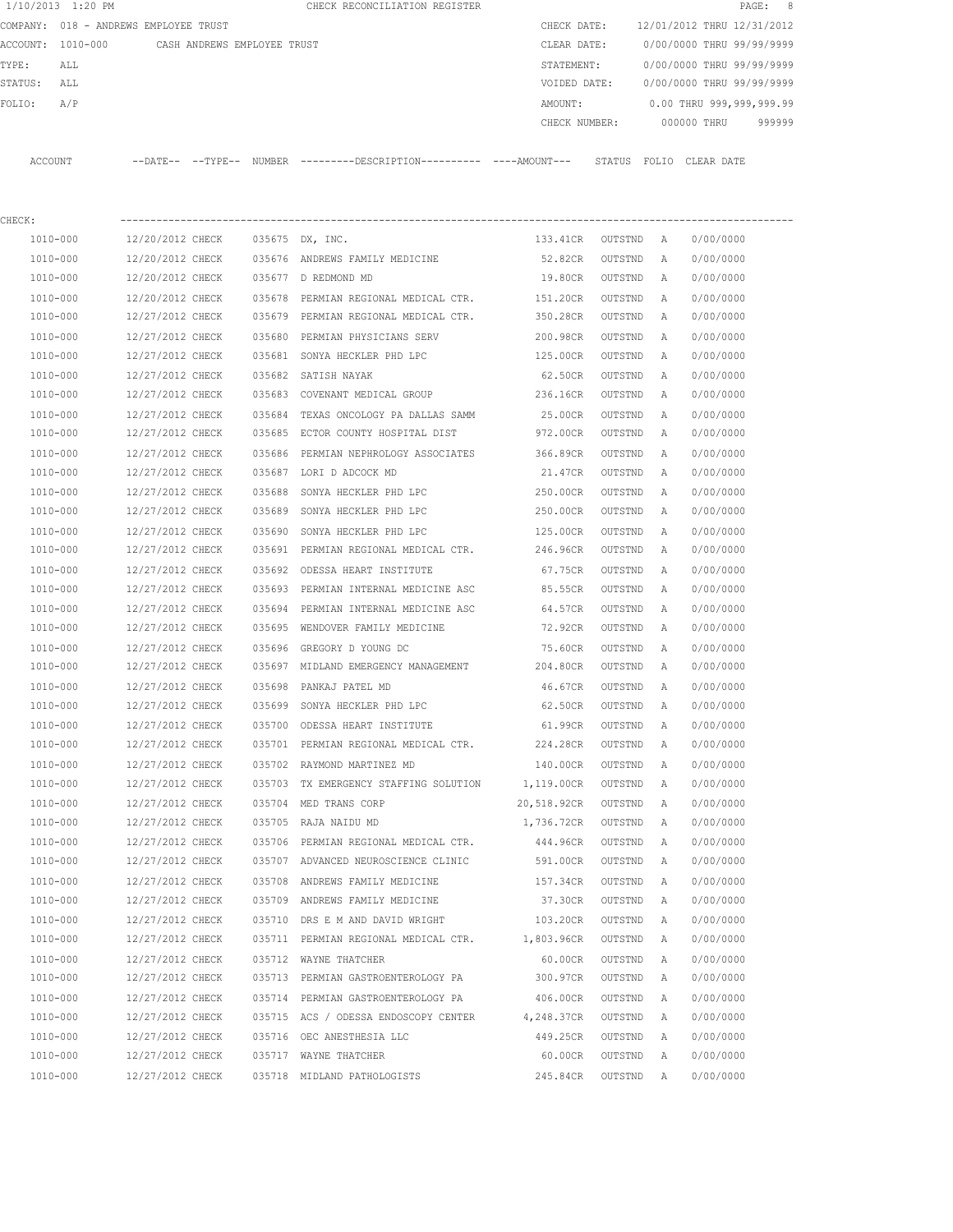1/10/2013 1:20 PM CHECK RECONCILIATION REGISTER

COMPANY: 018 - ANDREWS EMPLOYEE TRUST

ACCOUNT: 1010-000 CASH ANDREWS EMPLOYEE TRUST

TYPE: ALL

STATUS: ALL

FOLIO: A/P

CHECK DATE: 12/01/2012 THRU 12/31/2012

CLEAR DATE: 0/00/0000 THRU 99/99/9999

STATEMENT: 0/00/0000 THRU 99/99/9999

VOIDED DATE: 0/00/0000 THRU 99/99/9999

AMOUNT: 0.00 THRU 999,999,999.99

CHECK NUMBER: 000000 THRU 999999

CHECK:

| ACCOUNT | --DATE-- | --TYPE-- | NUMBER | ---------DESCRIPTION---------- | ----AMOUNT--- | STATUS | FOLIO | CLEAR DATE |
|---|---|---|---|---|---|---|---|---|
| 1010-000 | 12/20/2012 | CHECK | 035675 | DX, INC. | 133.41CR | OUTSTND | A | 0/00/0000 |
| 1010-000 | 12/20/2012 | CHECK | 035676 | ANDREWS FAMILY MEDICINE | 52.82CR | OUTSTND | A | 0/00/0000 |
| 1010-000 | 12/20/2012 | CHECK | 035677 | D REDMOND MD | 19.80CR | OUTSTND | A | 0/00/0000 |
| 1010-000 | 12/20/2012 | CHECK | 035678 | PERMIAN REGIONAL MEDICAL CTR. | 151.20CR | OUTSTND | A | 0/00/0000 |
| 1010-000 | 12/27/2012 | CHECK | 035679 | PERMIAN REGIONAL MEDICAL CTR. | 350.28CR | OUTSTND | A | 0/00/0000 |
| 1010-000 | 12/27/2012 | CHECK | 035680 | PERMIAN PHYSICIANS SERV | 200.98CR | OUTSTND | A | 0/00/0000 |
| 1010-000 | 12/27/2012 | CHECK | 035681 | SONYA HECKLER PHD LPC | 125.00CR | OUTSTND | A | 0/00/0000 |
| 1010-000 | 12/27/2012 | CHECK | 035682 | SATISH NAYAK | 62.50CR | OUTSTND | A | 0/00/0000 |
| 1010-000 | 12/27/2012 | CHECK | 035683 | COVENANT MEDICAL GROUP | 236.16CR | OUTSTND | A | 0/00/0000 |
| 1010-000 | 12/27/2012 | CHECK | 035684 | TEXAS ONCOLOGY PA DALLAS SAMM | 25.00CR | OUTSTND | A | 0/00/0000 |
| 1010-000 | 12/27/2012 | CHECK | 035685 | ECTOR COUNTY HOSPITAL DIST | 972.00CR | OUTSTND | A | 0/00/0000 |
| 1010-000 | 12/27/2012 | CHECK | 035686 | PERMIAN NEPHROLOGY ASSOCIATES | 366.89CR | OUTSTND | A | 0/00/0000 |
| 1010-000 | 12/27/2012 | CHECK | 035687 | LORI D ADCOCK MD | 21.47CR | OUTSTND | A | 0/00/0000 |
| 1010-000 | 12/27/2012 | CHECK | 035688 | SONYA HECKLER PHD LPC | 250.00CR | OUTSTND | A | 0/00/0000 |
| 1010-000 | 12/27/2012 | CHECK | 035689 | SONYA HECKLER PHD LPC | 250.00CR | OUTSTND | A | 0/00/0000 |
| 1010-000 | 12/27/2012 | CHECK | 035690 | SONYA HECKLER PHD LPC | 125.00CR | OUTSTND | A | 0/00/0000 |
| 1010-000 | 12/27/2012 | CHECK | 035691 | PERMIAN REGIONAL MEDICAL CTR. | 246.96CR | OUTSTND | A | 0/00/0000 |
| 1010-000 | 12/27/2012 | CHECK | 035692 | ODESSA HEART INSTITUTE | 67.75CR | OUTSTND | A | 0/00/0000 |
| 1010-000 | 12/27/2012 | CHECK | 035693 | PERMIAN INTERNAL MEDICINE ASC | 85.55CR | OUTSTND | A | 0/00/0000 |
| 1010-000 | 12/27/2012 | CHECK | 035694 | PERMIAN INTERNAL MEDICINE ASC | 64.57CR | OUTSTND | A | 0/00/0000 |
| 1010-000 | 12/27/2012 | CHECK | 035695 | WENDOVER FAMILY MEDICINE | 72.92CR | OUTSTND | A | 0/00/0000 |
| 1010-000 | 12/27/2012 | CHECK | 035696 | GREGORY D YOUNG DC | 75.60CR | OUTSTND | A | 0/00/0000 |
| 1010-000 | 12/27/2012 | CHECK | 035697 | MIDLAND EMERGENCY MANAGEMENT | 204.80CR | OUTSTND | A | 0/00/0000 |
| 1010-000 | 12/27/2012 | CHECK | 035698 | PANKAJ PATEL MD | 46.67CR | OUTSTND | A | 0/00/0000 |
| 1010-000 | 12/27/2012 | CHECK | 035699 | SONYA HECKLER PHD LPC | 62.50CR | OUTSTND | A | 0/00/0000 |
| 1010-000 | 12/27/2012 | CHECK | 035700 | ODESSA HEART INSTITUTE | 61.99CR | OUTSTND | A | 0/00/0000 |
| 1010-000 | 12/27/2012 | CHECK | 035701 | PERMIAN REGIONAL MEDICAL CTR. | 224.28CR | OUTSTND | A | 0/00/0000 |
| 1010-000 | 12/27/2012 | CHECK | 035702 | RAYMOND MARTINEZ MD | 140.00CR | OUTSTND | A | 0/00/0000 |
| 1010-000 | 12/27/2012 | CHECK | 035703 | TX EMERGENCY STAFFING SOLUTION | 1,119.00CR | OUTSTND | A | 0/00/0000 |
| 1010-000 | 12/27/2012 | CHECK | 035704 | MED TRANS CORP | 20,518.92CR | OUTSTND | A | 0/00/0000 |
| 1010-000 | 12/27/2012 | CHECK | 035705 | RAJA NAIDU MD | 1,736.72CR | OUTSTND | A | 0/00/0000 |
| 1010-000 | 12/27/2012 | CHECK | 035706 | PERMIAN REGIONAL MEDICAL CTR. | 444.96CR | OUTSTND | A | 0/00/0000 |
| 1010-000 | 12/27/2012 | CHECK | 035707 | ADVANCED NEUROSCIENCE CLINIC | 591.00CR | OUTSTND | A | 0/00/0000 |
| 1010-000 | 12/27/2012 | CHECK | 035708 | ANDREWS FAMILY MEDICINE | 157.34CR | OUTSTND | A | 0/00/0000 |
| 1010-000 | 12/27/2012 | CHECK | 035709 | ANDREWS FAMILY MEDICINE | 37.30CR | OUTSTND | A | 0/00/0000 |
| 1010-000 | 12/27/2012 | CHECK | 035710 | DRS E M AND DAVID WRIGHT | 103.20CR | OUTSTND | A | 0/00/0000 |
| 1010-000 | 12/27/2012 | CHECK | 035711 | PERMIAN REGIONAL MEDICAL CTR. | 1,803.96CR | OUTSTND | A | 0/00/0000 |
| 1010-000 | 12/27/2012 | CHECK | 035712 | WAYNE THATCHER | 60.00CR | OUTSTND | A | 0/00/0000 |
| 1010-000 | 12/27/2012 | CHECK | 035713 | PERMIAN GASTROENTEROLOGY PA | 300.97CR | OUTSTND | A | 0/00/0000 |
| 1010-000 | 12/27/2012 | CHECK | 035714 | PERMIAN GASTROENTEROLOGY PA | 406.00CR | OUTSTND | A | 0/00/0000 |
| 1010-000 | 12/27/2012 | CHECK | 035715 | ACS / ODESSA ENDOSCOPY CENTER | 4,248.37CR | OUTSTND | A | 0/00/0000 |
| 1010-000 | 12/27/2012 | CHECK | 035716 | OEC ANESTHESIA LLC | 449.25CR | OUTSTND | A | 0/00/0000 |
| 1010-000 | 12/27/2012 | CHECK | 035717 | WAYNE THATCHER | 60.00CR | OUTSTND | A | 0/00/0000 |
| 1010-000 | 12/27/2012 | CHECK | 035718 | MIDLAND PATHOLOGISTS | 245.84CR | OUTSTND | A | 0/00/0000 |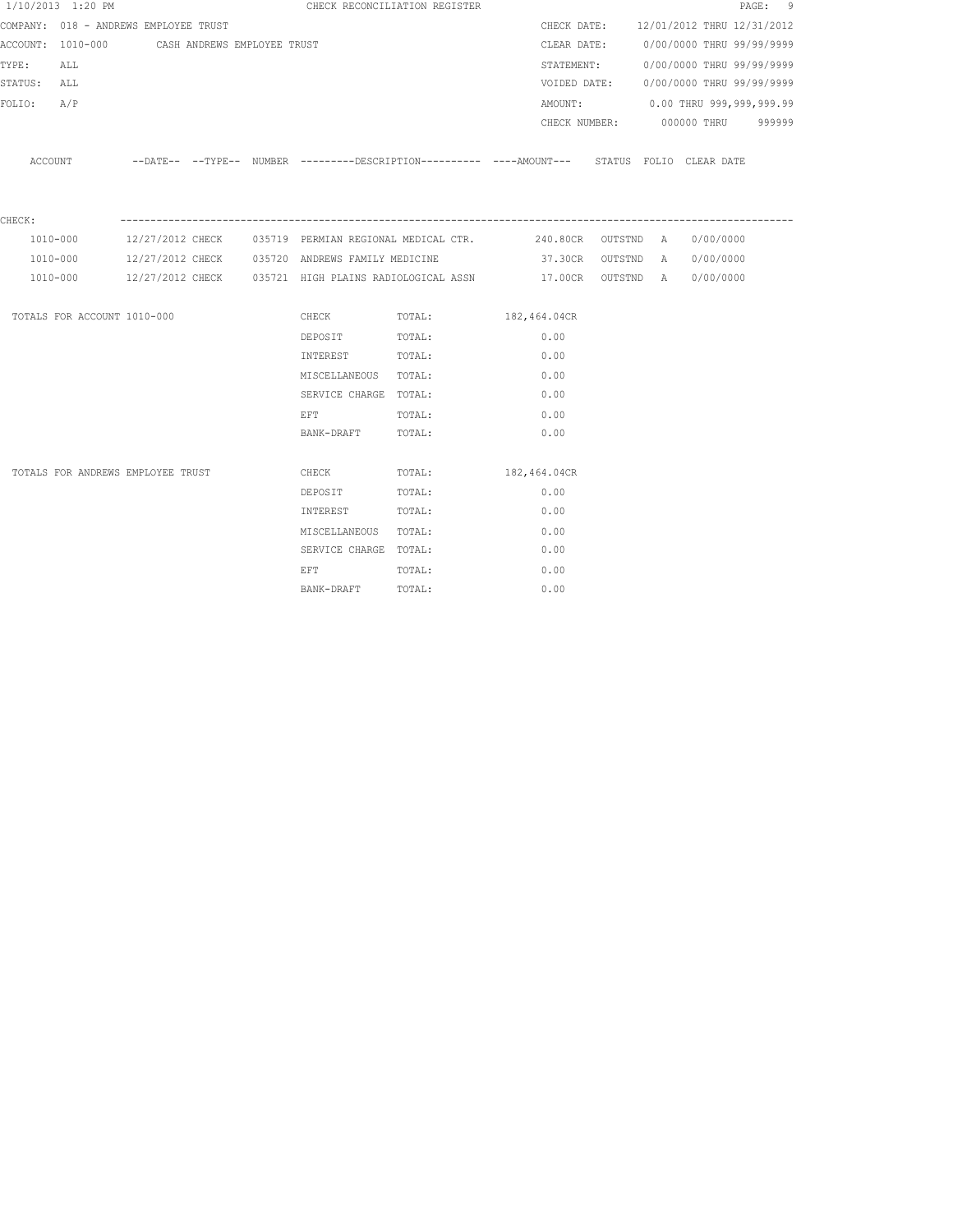1/10/2013 1:20 PM CHECK RECONCILIATION REGISTER

COMPANY: 018 - ANDREWS EMPLOYEE TRUST

ACCOUNT: 1010-000 CASH ANDREWS EMPLOYEE TRUST

TYPE: ALL

STATUS: ALL

FOLIO: A/P

CHECK DATE: 12/01/2012 THRU 12/31/2012

CLEAR DATE: 0/00/0000 THRU 99/99/9999

STATEMENT: 0/00/0000 THRU 99/99/9999

VOIDED DATE: 0/00/0000 THRU 99/99/9999

AMOUNT: 0.00 THRU 999,999,999.99

CHECK NUMBER: 000000 THRU 999999

| ACCOUNT | --DATE-- | --TYPE-- | NUMBER | ---------DESCRIPTION---------- | ----AMOUNT--- | STATUS | FOLIO | CLEAR DATE |
|---|---|---|---|---|---|---|---|---|
| CHECK: | | | | | | | | |
| 1010-000 | 12/27/2012 | CHECK | 035719 | PERMIAN REGIONAL MEDICAL CTR. | 240.80CR | OUTSTND | A | 0/00/0000 |
| 1010-000 | 12/27/2012 | CHECK | 035720 | ANDREWS FAMILY MEDICINE | 37.30CR | OUTSTND | A | 0/00/0000 |
| 1010-000 | 12/27/2012 | CHECK | 035721 | HIGH PLAINS RADIOLOGICAL ASSN | 17.00CR | OUTSTND | A | 0/00/0000 |

| | | | |
|---|---|---|---|
| TOTALS FOR ACCOUNT 1010-000 | CHECK | TOTAL: | 182,464.04CR |
| | DEPOSIT | TOTAL: | 0.00 |
| | INTEREST | TOTAL: | 0.00 |
| | MISCELLANEOUS | TOTAL: | 0.00 |
| | SERVICE CHARGE | TOTAL: | 0.00 |
| | EFT | TOTAL: | 0.00 |
| | BANK-DRAFT | TOTAL: | 0.00 |
| TOTALS FOR ANDREWS EMPLOYEE TRUST | CHECK | TOTAL: | 182,464.04CR |
| | DEPOSIT | TOTAL: | 0.00 |
| | INTEREST | TOTAL: | 0.00 |
| | MISCELLANEOUS | TOTAL: | 0.00 |
| | SERVICE CHARGE | TOTAL: | 0.00 |
| | EFT | TOTAL: | 0.00 |
| | BANK-DRAFT | TOTAL: | 0.00 |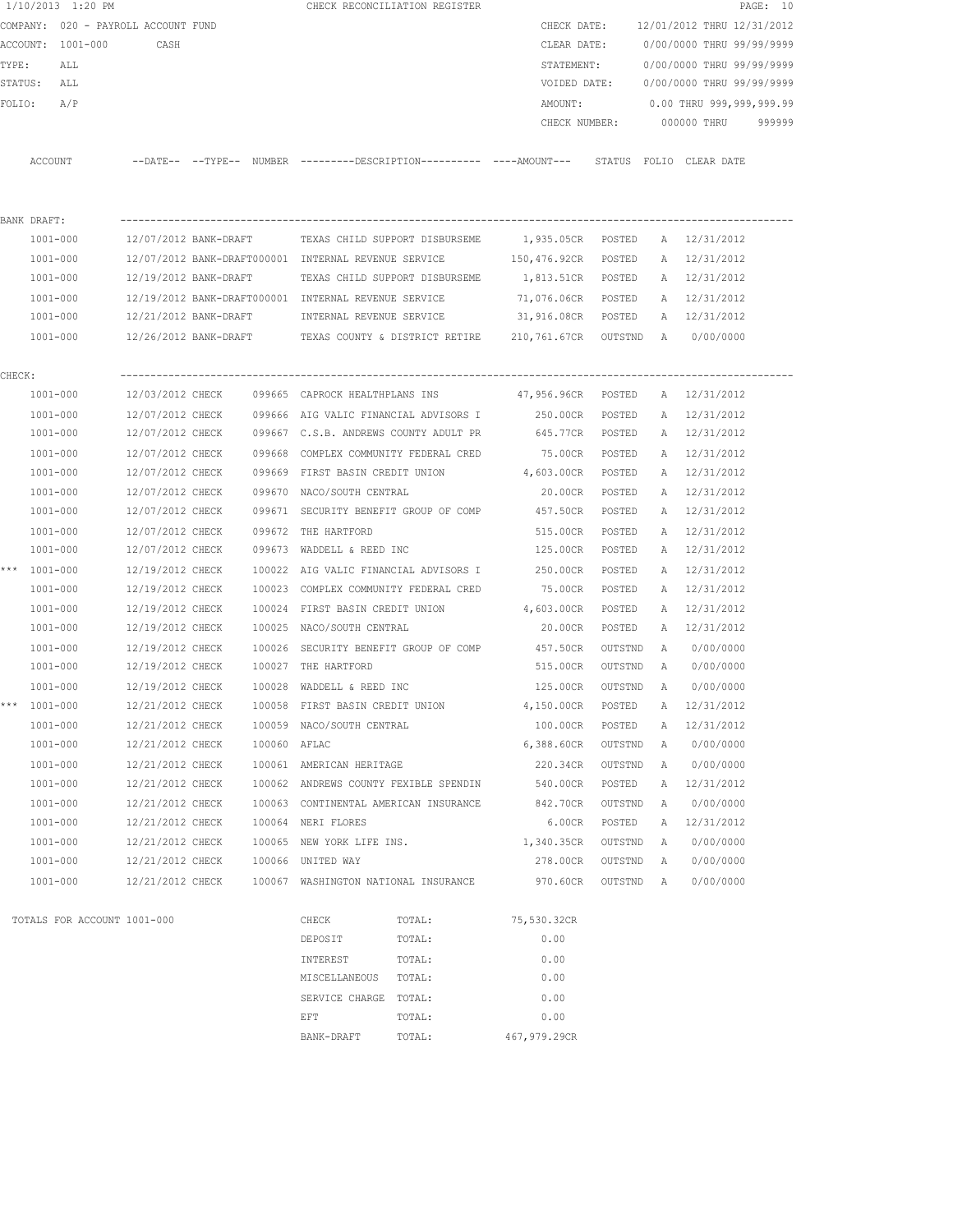1/10/2013 1:20 PM CHECK RECONCILIATION REGISTER

COMPANY: 020 - PAYROLL ACCOUNT FUND  
ACCOUNT: 1001-000 CASH  
TYPE: ALL  
STATUS: ALL  
FOLIO: A/P

CHECK DATE: 12/01/2012 THRU 12/31/2012  
CLEAR DATE: 0/00/0000 THRU 99/99/9999  
STATEMENT: 0/00/0000 THRU 99/99/9999  
VOIDED DATE: 0/00/0000 THRU 99/99/9999  
AMOUNT: 0.00 THRU 999,999,999.99  
CHECK NUMBER: 000000 THRU 999999

| | ACCOUNT | --DATE-- | --TYPE-- | NUMBER | ---------DESCRIPTION---------- | ----AMOUNT--- | STATUS | FOLIO | CLEAR DATE |
|---|---|---|---|---|---|---|---|---|---|
| BANK DRAFT: | | | | | | | | | |
| | 1001-000 | 12/07/2012 | BANK-DRAFT | | TEXAS CHILD SUPPORT DISBURSEME | 1,935.05CR | POSTED | A | 12/31/2012 |
| | 1001-000 | 12/07/2012 | BANK-DRAFT | 000001 | INTERNAL REVENUE SERVICE | 150,476.92CR | POSTED | A | 12/31/2012 |
| | 1001-000 | 12/19/2012 | BANK-DRAFT | | TEXAS CHILD SUPPORT DISBURSEME | 1,813.51CR | POSTED | A | 12/31/2012 |
| | 1001-000 | 12/19/2012 | BANK-DRAFT | 000001 | INTERNAL REVENUE SERVICE | 71,076.06CR | POSTED | A | 12/31/2012 |
| | 1001-000 | 12/21/2012 | BANK-DRAFT | | INTERNAL REVENUE SERVICE | 31,916.08CR | POSTED | A | 12/31/2012 |
| | 1001-000 | 12/26/2012 | BANK-DRAFT | | TEXAS COUNTY & DISTRICT RETIRE | 210,761.67CR | OUTSTND | A | 0/00/0000 |
| CHECK: | | | | | | | | | |
| | 1001-000 | 12/03/2012 | CHECK | 099665 | CAPROCK HEALTHPLANS INS | 47,956.96CR | POSTED | A | 12/31/2012 |
| | 1001-000 | 12/07/2012 | CHECK | 099666 | AIG VALIC FINANCIAL ADVISORS I | 250.00CR | POSTED | A | 12/31/2012 |
| | 1001-000 | 12/07/2012 | CHECK | 099667 | C.S.B. ANDREWS COUNTY ADULT PR | 645.77CR | POSTED | A | 12/31/2012 |
| | 1001-000 | 12/07/2012 | CHECK | 099668 | COMPLEX COMMUNITY FEDERAL CRED | 75.00CR | POSTED | A | 12/31/2012 |
| | 1001-000 | 12/07/2012 | CHECK | 099669 | FIRST BASIN CREDIT UNION | 4,603.00CR | POSTED | A | 12/31/2012 |
| | 1001-000 | 12/07/2012 | CHECK | 099670 | NACO/SOUTH CENTRAL | 20.00CR | POSTED | A | 12/31/2012 |
| | 1001-000 | 12/07/2012 | CHECK | 099671 | SECURITY BENEFIT GROUP OF COMP | 457.50CR | POSTED | A | 12/31/2012 |
| | 1001-000 | 12/07/2012 | CHECK | 099672 | THE HARTFORD | 515.00CR | POSTED | A | 12/31/2012 |
| | 1001-000 | 12/07/2012 | CHECK | 099673 | WADDELL & REED INC | 125.00CR | POSTED | A | 12/31/2012 |
| *** | 1001-000 | 12/19/2012 | CHECK | 100022 | AIG VALIC FINANCIAL ADVISORS I | 250.00CR | POSTED | A | 12/31/2012 |
| | 1001-000 | 12/19/2012 | CHECK | 100023 | COMPLEX COMMUNITY FEDERAL CRED | 75.00CR | POSTED | A | 12/31/2012 |
| | 1001-000 | 12/19/2012 | CHECK | 100024 | FIRST BASIN CREDIT UNION | 4,603.00CR | POSTED | A | 12/31/2012 |
| | 1001-000 | 12/19/2012 | CHECK | 100025 | NACO/SOUTH CENTRAL | 20.00CR | POSTED | A | 12/31/2012 |
| | 1001-000 | 12/19/2012 | CHECK | 100026 | SECURITY BENEFIT GROUP OF COMP | 457.50CR | OUTSTND | A | 0/00/0000 |
| | 1001-000 | 12/19/2012 | CHECK | 100027 | THE HARTFORD | 515.00CR | OUTSTND | A | 0/00/0000 |
| | 1001-000 | 12/19/2012 | CHECK | 100028 | WADDELL & REED INC | 125.00CR | OUTSTND | A | 0/00/0000 |
| *** | 1001-000 | 12/21/2012 | CHECK | 100058 | FIRST BASIN CREDIT UNION | 4,150.00CR | POSTED | A | 12/31/2012 |
| | 1001-000 | 12/21/2012 | CHECK | 100059 | NACO/SOUTH CENTRAL | 100.00CR | POSTED | A | 12/31/2012 |
| | 1001-000 | 12/21/2012 | CHECK | 100060 | AFLAC | 6,388.60CR | OUTSTND | A | 0/00/0000 |
| | 1001-000 | 12/21/2012 | CHECK | 100061 | AMERICAN HERITAGE | 220.34CR | OUTSTND | A | 0/00/0000 |
| | 1001-000 | 12/21/2012 | CHECK | 100062 | ANDREWS COUNTY FEXIBLE SPENDIN | 540.00CR | POSTED | A | 12/31/2012 |
| | 1001-000 | 12/21/2012 | CHECK | 100063 | CONTINENTAL AMERICAN INSURANCE | 842.70CR | OUTSTND | A | 0/00/0000 |
| | 1001-000 | 12/21/2012 | CHECK | 100064 | NERI FLORES | 6.00CR | POSTED | A | 12/31/2012 |
| | 1001-000 | 12/21/2012 | CHECK | 100065 | NEW YORK LIFE INS. | 1,340.35CR | OUTSTND | A | 0/00/0000 |
| | 1001-000 | 12/21/2012 | CHECK | 100066 | UNITED WAY | 278.00CR | OUTSTND | A | 0/00/0000 |
| | 1001-000 | 12/21/2012 | CHECK | 100067 | WASHINGTON NATIONAL INSURANCE | 970.60CR | OUTSTND | A | 0/00/0000 |

TOTALS FOR ACCOUNT 1001-000

| Type | | Amount |
|---|---|---|
| CHECK | TOTAL: | 75,530.32CR |
| DEPOSIT | TOTAL: | 0.00 |
| INTEREST | TOTAL: | 0.00 |
| MISCELLANEOUS | TOTAL: | 0.00 |
| SERVICE CHARGE | TOTAL: | 0.00 |
| EFT | TOTAL: | 0.00 |
| BANK-DRAFT | TOTAL: | 467,979.29CR |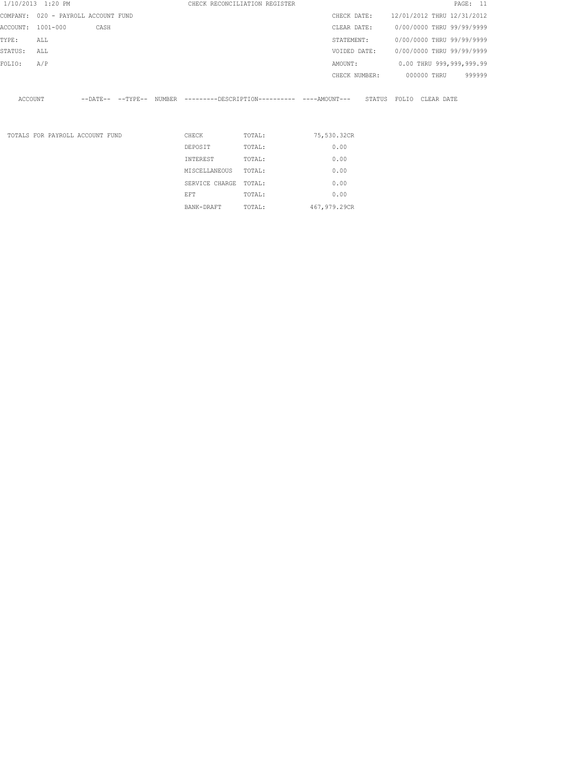1/10/2013 1:20 PM CHECK RECONCILIATION REGISTER

| | | | |
|---|---|---|---|
| COMPANY: | 020 - PAYROLL ACCOUNT FUND | CHECK DATE: | 12/01/2012 THRU 12/31/2012 |
| ACCOUNT: | 1001-000 CASH | CLEAR DATE: | 0/00/0000 THRU 99/99/9999 |
| TYPE: | ALL | STATEMENT: | 0/00/0000 THRU 99/99/9999 |
| STATUS: | ALL | VOIDED DATE: | 0/00/0000 THRU 99/99/9999 |
| FOLIO: | A/P | AMOUNT: | 0.00 THRU 999,999,999.99 |
| | | CHECK NUMBER: | 000000 THRU 999999 |

| ACCOUNT | --DATE-- | --TYPE-- | NUMBER | ---------DESCRIPTION---------- | ----AMOUNT--- | STATUS | FOLIO | CLEAR DATE |
|---|---|---|---|---|---|---|---|---|

| | | | |
|---|---|---|---|
| TOTALS FOR PAYROLL ACCOUNT FUND | CHECK | TOTAL: | 75,530.32CR |
| | DEPOSIT | TOTAL: | 0.00 |
| | INTEREST | TOTAL: | 0.00 |
| | MISCELLANEOUS | TOTAL: | 0.00 |
| | SERVICE CHARGE | TOTAL: | 0.00 |
| | EFT | TOTAL: | 0.00 |
| | BANK-DRAFT | TOTAL: | 467,979.29CR |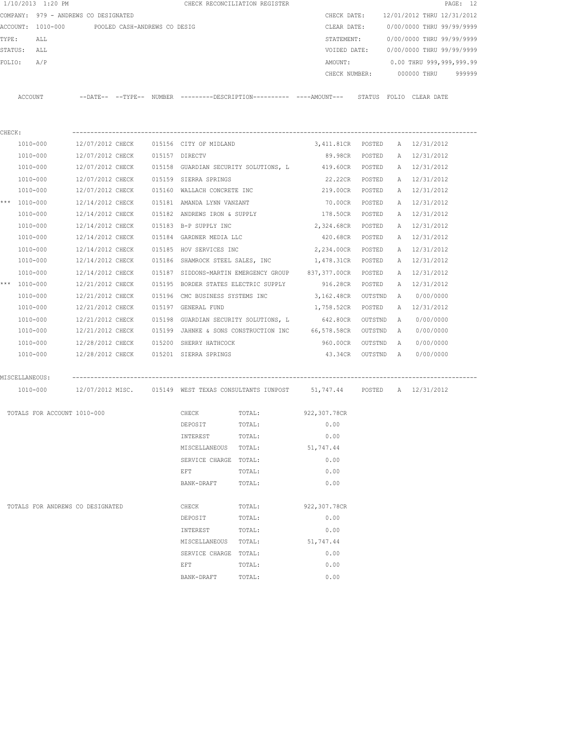1/10/2013 1:20 PM CHECK RECONCILIATION REGISTER

COMPANY: 979 - ANDREWS CO DESIGNATED

ACCOUNT: 1010-000 POOLED CASH-ANDREWS CO DESIG

TYPE: ALL

STATUS: ALL

FOLIO: A/P

CHECK DATE: 12/01/2012 THRU 12/31/2012
CLEAR DATE: 0/00/0000 THRU 99/99/9999
STATEMENT: 0/00/0000 THRU 99/99/9999
VOIDED DATE: 0/00/0000 THRU 99/99/9999
AMOUNT: 0.00 THRU 999,999,999.99
CHECK NUMBER: 000000 THRU 999999

| ACCOUNT | --DATE-- | --TYPE-- | NUMBER | ---------DESCRIPTION---------- | ----AMOUNT--- | STATUS | FOLIO | CLEAR DATE |
|---|---|---|---|---|---|---|---|---|
| CHECK: | | | | | | | | |
| 1010-000 | 12/07/2012 | CHECK | 015156 | CITY OF MIDLAND | 3,411.81CR | POSTED | A | 12/31/2012 |
| 1010-000 | 12/07/2012 | CHECK | 015157 | DIRECTV | 89.98CR | POSTED | A | 12/31/2012 |
| 1010-000 | 12/07/2012 | CHECK | 015158 | GUARDIAN SECURITY SOLUTIONS, L | 419.60CR | POSTED | A | 12/31/2012 |
| 1010-000 | 12/07/2012 | CHECK | 015159 | SIERRA SPRINGS | 22.22CR | POSTED | A | 12/31/2012 |
| 1010-000 | 12/07/2012 | CHECK | 015160 | WALLACH CONCRETE INC | 219.00CR | POSTED | A | 12/31/2012 |
| *** 1010-000 | 12/14/2012 | CHECK | 015181 | AMANDA LYNN VANZANT | 70.00CR | POSTED | A | 12/31/2012 |
| 1010-000 | 12/14/2012 | CHECK | 015182 | ANDREWS IRON & SUPPLY | 178.50CR | POSTED | A | 12/31/2012 |
| 1010-000 | 12/14/2012 | CHECK | 015183 | B-P SUPPLY INC | 2,324.68CR | POSTED | A | 12/31/2012 |
| 1010-000 | 12/14/2012 | CHECK | 015184 | GARDNER MEDIA LLC | 420.68CR | POSTED | A | 12/31/2012 |
| 1010-000 | 12/14/2012 | CHECK | 015185 | HOV SERVICES INC | 2,234.00CR | POSTED | A | 12/31/2012 |
| 1010-000 | 12/14/2012 | CHECK | 015186 | SHAMROCK STEEL SALES, INC | 1,478.31CR | POSTED | A | 12/31/2012 |
| 1010-000 | 12/14/2012 | CHECK | 015187 | SIDDONS-MARTIN EMERGENCY GROUP | 837,377.00CR | POSTED | A | 12/31/2012 |
| *** 1010-000 | 12/21/2012 | CHECK | 015195 | BORDER STATES ELECTRIC SUPPLY | 916.28CR | POSTED | A | 12/31/2012 |
| 1010-000 | 12/21/2012 | CHECK | 015196 | CMC BUSINESS SYSTEMS INC | 3,162.48CR | OUTSTND | A | 0/00/0000 |
| 1010-000 | 12/21/2012 | CHECK | 015197 | GENERAL FUND | 1,758.52CR | POSTED | A | 12/31/2012 |
| 1010-000 | 12/21/2012 | CHECK | 015198 | GUARDIAN SECURITY SOLUTIONS, L | 642.80CR | OUTSTND | A | 0/00/0000 |
| 1010-000 | 12/21/2012 | CHECK | 015199 | JAHNKE & SONS CONSTRUCTION INC | 66,578.58CR | OUTSTND | A | 0/00/0000 |
| 1010-000 | 12/28/2012 | CHECK | 015200 | SHERRY HATHCOCK | 960.00CR | OUTSTND | A | 0/00/0000 |
| 1010-000 | 12/28/2012 | CHECK | 015201 | SIERRA SPRINGS | 43.34CR | OUTSTND | A | 0/00/0000 |
| MISCELLANEOUS: | | | | | | | | |
| 1010-000 | 12/07/2012 | MISC. | 015149 | WEST TEXAS CONSULTANTS IUNPOST | 51,747.44 | POSTED | A | 12/31/2012 |

| TOTALS FOR ACCOUNT 1010-000 | | | |
|---|---|---|---|
| | CHECK | TOTAL: | 922,307.78CR |
| | DEPOSIT | TOTAL: | 0.00 |
| | INTEREST | TOTAL: | 0.00 |
| | MISCELLANEOUS | TOTAL: | 51,747.44 |
| | SERVICE CHARGE | TOTAL: | 0.00 |
| | EFT | TOTAL: | 0.00 |
| | BANK-DRAFT | TOTAL: | 0.00 |

| TOTALS FOR ANDREWS CO DESIGNATED | | | |
|---|---|---|---|
| | CHECK | TOTAL: | 922,307.78CR |
| | DEPOSIT | TOTAL: | 0.00 |
| | INTEREST | TOTAL: | 0.00 |
| | MISCELLANEOUS | TOTAL: | 51,747.44 |
| | SERVICE CHARGE | TOTAL: | 0.00 |
| | EFT | TOTAL: | 0.00 |
| | BANK-DRAFT | TOTAL: | 0.00 |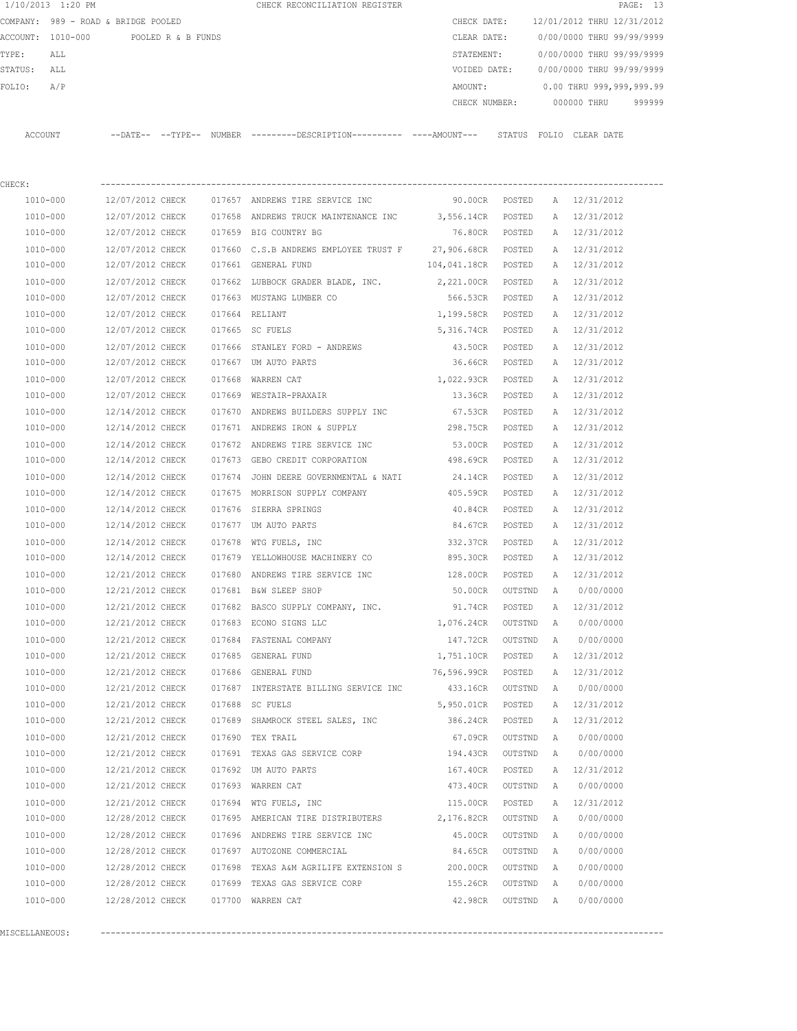1/10/2013 1:20 PM CHECK RECONCILIATION REGISTER

COMPANY: 989 - ROAD & BRIDGE POOLED    CHECK DATE: 12/01/2012 THRU 12/31/2012
ACCOUNT: 1010-000 POOLED R & B FUNDS    CLEAR DATE: 0/00/0000 THRU 99/99/9999
TYPE: ALL    STATEMENT: 0/00/0000 THRU 99/99/9999
STATUS: ALL    VOIDED DATE: 0/00/0000 THRU 99/99/9999
FOLIO: A/P    AMOUNT: 0.00 THRU 999,999,999.99
CHECK NUMBER: 000000 THRU 999999

CHECK:

| ACCOUNT | --DATE-- | --TYPE-- | NUMBER | ---------DESCRIPTION---------- | ----AMOUNT--- | STATUS | FOLIO | CLEAR DATE |
|---|---|---|---|---|---|---|---|---|
| 1010-000 | 12/07/2012 | CHECK | 017657 | ANDREWS TIRE SERVICE INC | 90.00CR | POSTED | A | 12/31/2012 |
| 1010-000 | 12/07/2012 | CHECK | 017658 | ANDREWS TRUCK MAINTENANCE INC | 3,556.14CR | POSTED | A | 12/31/2012 |
| 1010-000 | 12/07/2012 | CHECK | 017659 | BIG COUNTRY BG | 76.80CR | POSTED | A | 12/31/2012 |
| 1010-000 | 12/07/2012 | CHECK | 017660 | C.S.B ANDREWS EMPLOYEE TRUST F | 27,906.68CR | POSTED | A | 12/31/2012 |
| 1010-000 | 12/07/2012 | CHECK | 017661 | GENERAL FUND | 104,041.18CR | POSTED | A | 12/31/2012 |
| 1010-000 | 12/07/2012 | CHECK | 017662 | LUBBOCK GRADER BLADE, INC. | 2,221.00CR | POSTED | A | 12/31/2012 |
| 1010-000 | 12/07/2012 | CHECK | 017663 | MUSTANG LUMBER CO | 566.53CR | POSTED | A | 12/31/2012 |
| 1010-000 | 12/07/2012 | CHECK | 017664 | RELIANT | 1,199.58CR | POSTED | A | 12/31/2012 |
| 1010-000 | 12/07/2012 | CHECK | 017665 | SC FUELS | 5,316.74CR | POSTED | A | 12/31/2012 |
| 1010-000 | 12/07/2012 | CHECK | 017666 | STANLEY FORD - ANDREWS | 43.50CR | POSTED | A | 12/31/2012 |
| 1010-000 | 12/07/2012 | CHECK | 017667 | UM AUTO PARTS | 36.66CR | POSTED | A | 12/31/2012 |
| 1010-000 | 12/07/2012 | CHECK | 017668 | WARREN CAT | 1,022.93CR | POSTED | A | 12/31/2012 |
| 1010-000 | 12/07/2012 | CHECK | 017669 | WESTAIR-PRAXAIR | 13.36CR | POSTED | A | 12/31/2012 |
| 1010-000 | 12/14/2012 | CHECK | 017670 | ANDREWS BUILDERS SUPPLY INC | 67.53CR | POSTED | A | 12/31/2012 |
| 1010-000 | 12/14/2012 | CHECK | 017671 | ANDREWS IRON & SUPPLY | 298.75CR | POSTED | A | 12/31/2012 |
| 1010-000 | 12/14/2012 | CHECK | 017672 | ANDREWS TIRE SERVICE INC | 53.00CR | POSTED | A | 12/31/2012 |
| 1010-000 | 12/14/2012 | CHECK | 017673 | GEBO CREDIT CORPORATION | 498.69CR | POSTED | A | 12/31/2012 |
| 1010-000 | 12/14/2012 | CHECK | 017674 | JOHN DEERE GOVERNMENTAL & NATI | 24.14CR | POSTED | A | 12/31/2012 |
| 1010-000 | 12/14/2012 | CHECK | 017675 | MORRISON SUPPLY COMPANY | 405.59CR | POSTED | A | 12/31/2012 |
| 1010-000 | 12/14/2012 | CHECK | 017676 | SIERRA SPRINGS | 40.84CR | POSTED | A | 12/31/2012 |
| 1010-000 | 12/14/2012 | CHECK | 017677 | UM AUTO PARTS | 84.67CR | POSTED | A | 12/31/2012 |
| 1010-000 | 12/14/2012 | CHECK | 017678 | WTG FUELS, INC | 332.37CR | POSTED | A | 12/31/2012 |
| 1010-000 | 12/14/2012 | CHECK | 017679 | YELLOWHOUSE MACHINERY CO | 895.30CR | POSTED | A | 12/31/2012 |
| 1010-000 | 12/21/2012 | CHECK | 017680 | ANDREWS TIRE SERVICE INC | 128.00CR | POSTED | A | 12/31/2012 |
| 1010-000 | 12/21/2012 | CHECK | 017681 | B&W SLEEP SHOP | 50.00CR | OUTSTND | A | 0/00/0000 |
| 1010-000 | 12/21/2012 | CHECK | 017682 | BASCO SUPPLY COMPANY, INC. | 91.74CR | POSTED | A | 12/31/2012 |
| 1010-000 | 12/21/2012 | CHECK | 017683 | ECONO SIGNS LLC | 1,076.24CR | OUTSTND | A | 0/00/0000 |
| 1010-000 | 12/21/2012 | CHECK | 017684 | FASTENAL COMPANY | 147.72CR | OUTSTND | A | 0/00/0000 |
| 1010-000 | 12/21/2012 | CHECK | 017685 | GENERAL FUND | 1,751.10CR | POSTED | A | 12/31/2012 |
| 1010-000 | 12/21/2012 | CHECK | 017686 | GENERAL FUND | 76,596.99CR | POSTED | A | 12/31/2012 |
| 1010-000 | 12/21/2012 | CHECK | 017687 | INTERSTATE BILLING SERVICE INC | 433.16CR | OUTSTND | A | 0/00/0000 |
| 1010-000 | 12/21/2012 | CHECK | 017688 | SC FUELS | 5,950.01CR | POSTED | A | 12/31/2012 |
| 1010-000 | 12/21/2012 | CHECK | 017689 | SHAMROCK STEEL SALES, INC | 386.24CR | POSTED | A | 12/31/2012 |
| 1010-000 | 12/21/2012 | CHECK | 017690 | TEX TRAIL | 67.09CR | OUTSTND | A | 0/00/0000 |
| 1010-000 | 12/21/2012 | CHECK | 017691 | TEXAS GAS SERVICE CORP | 194.43CR | OUTSTND | A | 0/00/0000 |
| 1010-000 | 12/21/2012 | CHECK | 017692 | UM AUTO PARTS | 167.40CR | POSTED | A | 12/31/2012 |
| 1010-000 | 12/21/2012 | CHECK | 017693 | WARREN CAT | 473.40CR | OUTSTND | A | 0/00/0000 |
| 1010-000 | 12/21/2012 | CHECK | 017694 | WTG FUELS, INC | 115.00CR | POSTED | A | 12/31/2012 |
| 1010-000 | 12/28/2012 | CHECK | 017695 | AMERICAN TIRE DISTRIBUTERS | 2,176.82CR | OUTSTND | A | 0/00/0000 |
| 1010-000 | 12/28/2012 | CHECK | 017696 | ANDREWS TIRE SERVICE INC | 45.00CR | OUTSTND | A | 0/00/0000 |
| 1010-000 | 12/28/2012 | CHECK | 017697 | AUTOZONE COMMERCIAL | 84.65CR | OUTSTND | A | 0/00/0000 |
| 1010-000 | 12/28/2012 | CHECK | 017698 | TEXAS A&M AGRILIFE EXTENSION S | 200.00CR | OUTSTND | A | 0/00/0000 |
| 1010-000 | 12/28/2012 | CHECK | 017699 | TEXAS GAS SERVICE CORP | 155.26CR | OUTSTND | A | 0/00/0000 |
| 1010-000 | 12/28/2012 | CHECK | 017700 | WARREN CAT | 42.98CR | OUTSTND | A | 0/00/0000 |

MISCELLANEOUS: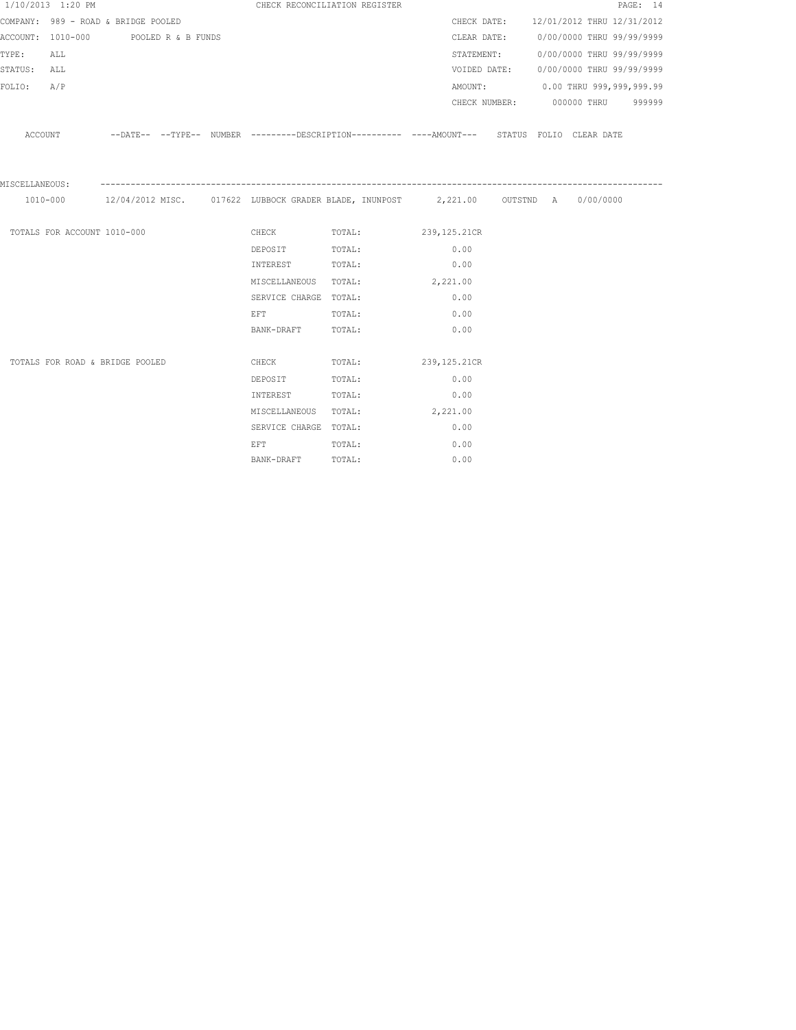1/10/2013 1:20 PM CHECK RECONCILIATION REGISTER

COMPANY: 989 - ROAD & BRIDGE POOLED

ACCOUNT: 1010-000 POOLED R & B FUNDS

TYPE: ALL

STATUS: ALL

FOLIO: A/P

CHECK DATE: 12/01/2012 THRU 12/31/2012

CLEAR DATE: 0/00/0000 THRU 99/99/9999

STATEMENT: 0/00/0000 THRU 99/99/9999

VOIDED DATE: 0/00/0000 THRU 99/99/9999

AMOUNT: 0.00 THRU 999,999,999.99

CHECK NUMBER: 000000 THRU 999999

| ACCOUNT | --DATE-- | --TYPE-- | NUMBER | ---------DESCRIPTION---------- | ----AMOUNT--- | STATUS | FOLIO | CLEAR DATE |
|---|---|---|---|---|---|---|---|---|
| MISCELLANEOUS: | | | | | | | | |
| 1010-000 | 12/04/2012 | MISC. | 017622 | LUBBOCK GRADER BLADE, INUNPOST | 2,221.00 | OUTSTND | A | 0/00/0000 |

| | | | |
|---|---|---|---|
| TOTALS FOR ACCOUNT 1010-000 | CHECK | TOTAL: | 239,125.21CR |
| | DEPOSIT | TOTAL: | 0.00 |
| | INTEREST | TOTAL: | 0.00 |
| | MISCELLANEOUS | TOTAL: | 2,221.00 |
| | SERVICE CHARGE | TOTAL: | 0.00 |
| | EFT | TOTAL: | 0.00 |
| | BANK-DRAFT | TOTAL: | 0.00 |
| TOTALS FOR ROAD & BRIDGE POOLED | CHECK | TOTAL: | 239,125.21CR |
| | DEPOSIT | TOTAL: | 0.00 |
| | INTEREST | TOTAL: | 0.00 |
| | MISCELLANEOUS | TOTAL: | 2,221.00 |
| | SERVICE CHARGE | TOTAL: | 0.00 |
| | EFT | TOTAL: | 0.00 |
| | BANK-DRAFT | TOTAL: | 0.00 |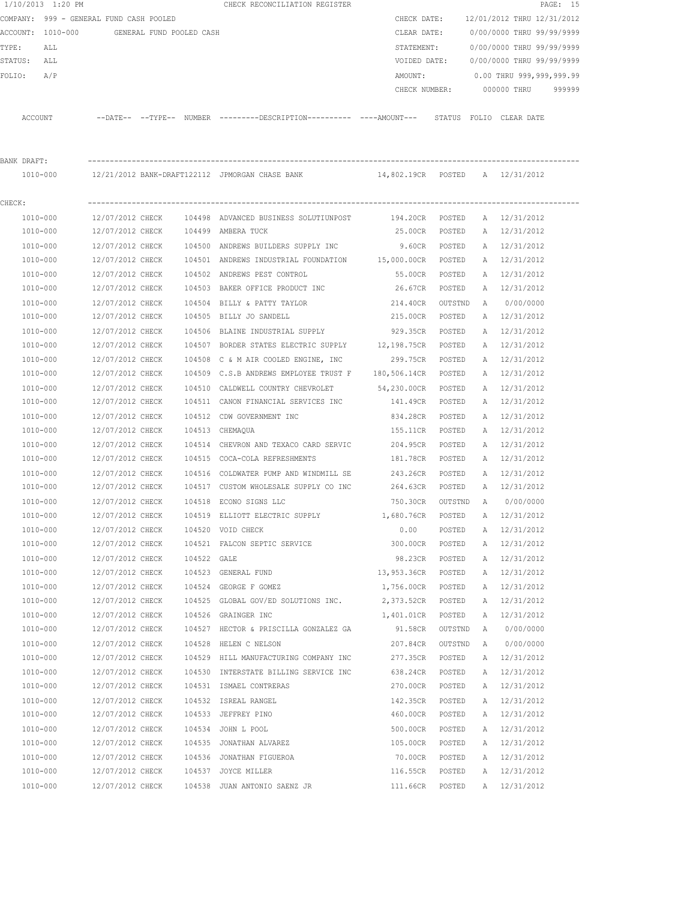1/10/2013 1:20 PM CHECK RECONCILIATION REGISTER

COMPANY: 999 - GENERAL FUND CASH POOLED
ACCOUNT: 1010-000 GENERAL FUND POOLED CASH
TYPE: ALL
STATUS: ALL
FOLIO: A/P

CHECK DATE: 12/01/2012 THRU 12/31/2012
CLEAR DATE: 0/00/0000 THRU 99/99/9999
STATEMENT: 0/00/0000 THRU 99/99/9999
VOIDED DATE: 0/00/0000 THRU 99/99/9999
AMOUNT: 0.00 THRU 999,999,999.99
CHECK NUMBER: 000000 THRU 999999

| ACCOUNT | --DATE-- | --TYPE-- | NUMBER | ---------DESCRIPTION---------- | ----AMOUNT--- | STATUS | FOLIO | CLEAR DATE |
|---|---|---|---|---|---|---|---|---|
| **BANK DRAFT:** | | | | | | | | |
| 1010-000 | 12/21/2012 | BANK-DRAFT | 122112 | JPMORGAN CHASE BANK | 14,802.19CR | POSTED | A | 12/31/2012 |
| **CHECK:** | | | | | | | | |
| 1010-000 | 12/07/2012 | CHECK | 104498 | ADVANCED BUSINESS SOLUTIUNPOST | 194.20CR | POSTED | A | 12/31/2012 |
| 1010-000 | 12/07/2012 | CHECK | 104499 | AMBERA TUCK | 25.00CR | POSTED | A | 12/31/2012 |
| 1010-000 | 12/07/2012 | CHECK | 104500 | ANDREWS BUILDERS SUPPLY INC | 9.60CR | POSTED | A | 12/31/2012 |
| 1010-000 | 12/07/2012 | CHECK | 104501 | ANDREWS INDUSTRIAL FOUNDATION | 15,000.00CR | POSTED | A | 12/31/2012 |
| 1010-000 | 12/07/2012 | CHECK | 104502 | ANDREWS PEST CONTROL | 55.00CR | POSTED | A | 12/31/2012 |
| 1010-000 | 12/07/2012 | CHECK | 104503 | BAKER OFFICE PRODUCT INC | 26.67CR | POSTED | A | 12/31/2012 |
| 1010-000 | 12/07/2012 | CHECK | 104504 | BILLY & PATTY TAYLOR | 214.40CR | OUTSTND | A | 0/00/0000 |
| 1010-000 | 12/07/2012 | CHECK | 104505 | BILLY JO SANDELL | 215.00CR | POSTED | A | 12/31/2012 |
| 1010-000 | 12/07/2012 | CHECK | 104506 | BLAINE INDUSTRIAL SUPPLY | 929.35CR | POSTED | A | 12/31/2012 |
| 1010-000 | 12/07/2012 | CHECK | 104507 | BORDER STATES ELECTRIC SUPPLY | 12,198.75CR | POSTED | A | 12/31/2012 |
| 1010-000 | 12/07/2012 | CHECK | 104508 | C & M AIR COOLED ENGINE, INC | 299.75CR | POSTED | A | 12/31/2012 |
| 1010-000 | 12/07/2012 | CHECK | 104509 | C.S.B ANDREWS EMPLOYEE TRUST F | 180,506.14CR | POSTED | A | 12/31/2012 |
| 1010-000 | 12/07/2012 | CHECK | 104510 | CALDWELL COUNTRY CHEVROLET | 54,230.00CR | POSTED | A | 12/31/2012 |
| 1010-000 | 12/07/2012 | CHECK | 104511 | CANON FINANCIAL SERVICES INC | 141.49CR | POSTED | A | 12/31/2012 |
| 1010-000 | 12/07/2012 | CHECK | 104512 | CDW GOVERNMENT INC | 834.28CR | POSTED | A | 12/31/2012 |
| 1010-000 | 12/07/2012 | CHECK | 104513 | CHEMAQUA | 155.11CR | POSTED | A | 12/31/2012 |
| 1010-000 | 12/07/2012 | CHECK | 104514 | CHEVRON AND TEXACO CARD SERVIC | 204.95CR | POSTED | A | 12/31/2012 |
| 1010-000 | 12/07/2012 | CHECK | 104515 | COCA-COLA REFRESHMENTS | 181.78CR | POSTED | A | 12/31/2012 |
| 1010-000 | 12/07/2012 | CHECK | 104516 | COLDWATER PUMP AND WINDMILL SE | 243.26CR | POSTED | A | 12/31/2012 |
| 1010-000 | 12/07/2012 | CHECK | 104517 | CUSTOM WHOLESALE SUPPLY CO INC | 264.63CR | POSTED | A | 12/31/2012 |
| 1010-000 | 12/07/2012 | CHECK | 104518 | ECONO SIGNS LLC | 750.30CR | OUTSTND | A | 0/00/0000 |
| 1010-000 | 12/07/2012 | CHECK | 104519 | ELLIOTT ELECTRIC SUPPLY | 1,680.76CR | POSTED | A | 12/31/2012 |
| 1010-000 | 12/07/2012 | CHECK | 104520 | VOID CHECK | 0.00 | POSTED | A | 12/31/2012 |
| 1010-000 | 12/07/2012 | CHECK | 104521 | FALCON SEPTIC SERVICE | 300.00CR | POSTED | A | 12/31/2012 |
| 1010-000 | 12/07/2012 | CHECK | 104522 | GALE | 98.23CR | POSTED | A | 12/31/2012 |
| 1010-000 | 12/07/2012 | CHECK | 104523 | GENERAL FUND | 13,953.36CR | POSTED | A | 12/31/2012 |
| 1010-000 | 12/07/2012 | CHECK | 104524 | GEORGE F GOMEZ | 1,756.00CR | POSTED | A | 12/31/2012 |
| 1010-000 | 12/07/2012 | CHECK | 104525 | GLOBAL GOV/ED SOLUTIONS INC. | 2,373.52CR | POSTED | A | 12/31/2012 |
| 1010-000 | 12/07/2012 | CHECK | 104526 | GRAINGER INC | 1,401.01CR | POSTED | A | 12/31/2012 |
| 1010-000 | 12/07/2012 | CHECK | 104527 | HECTOR & PRISCILLA GONZALEZ GA | 91.58CR | OUTSTND | A | 0/00/0000 |
| 1010-000 | 12/07/2012 | CHECK | 104528 | HELEN C NELSON | 207.84CR | OUTSTND | A | 0/00/0000 |
| 1010-000 | 12/07/2012 | CHECK | 104529 | HILL MANUFACTURING COMPANY INC | 277.35CR | POSTED | A | 12/31/2012 |
| 1010-000 | 12/07/2012 | CHECK | 104530 | INTERSTATE BILLING SERVICE INC | 638.24CR | POSTED | A | 12/31/2012 |
| 1010-000 | 12/07/2012 | CHECK | 104531 | ISMAEL CONTRERAS | 270.00CR | POSTED | A | 12/31/2012 |
| 1010-000 | 12/07/2012 | CHECK | 104532 | ISREAL RANGEL | 142.35CR | POSTED | A | 12/31/2012 |
| 1010-000 | 12/07/2012 | CHECK | 104533 | JEFFREY PINO | 460.00CR | POSTED | A | 12/31/2012 |
| 1010-000 | 12/07/2012 | CHECK | 104534 | JOHN L POOL | 500.00CR | POSTED | A | 12/31/2012 |
| 1010-000 | 12/07/2012 | CHECK | 104535 | JONATHAN ALVAREZ | 105.00CR | POSTED | A | 12/31/2012 |
| 1010-000 | 12/07/2012 | CHECK | 104536 | JONATHAN FIGUEROA | 70.00CR | POSTED | A | 12/31/2012 |
| 1010-000 | 12/07/2012 | CHECK | 104537 | JOYCE MILLER | 116.55CR | POSTED | A | 12/31/2012 |
| 1010-000 | 12/07/2012 | CHECK | 104538 | JUAN ANTONIO SAENZ JR | 111.66CR | POSTED | A | 12/31/2012 |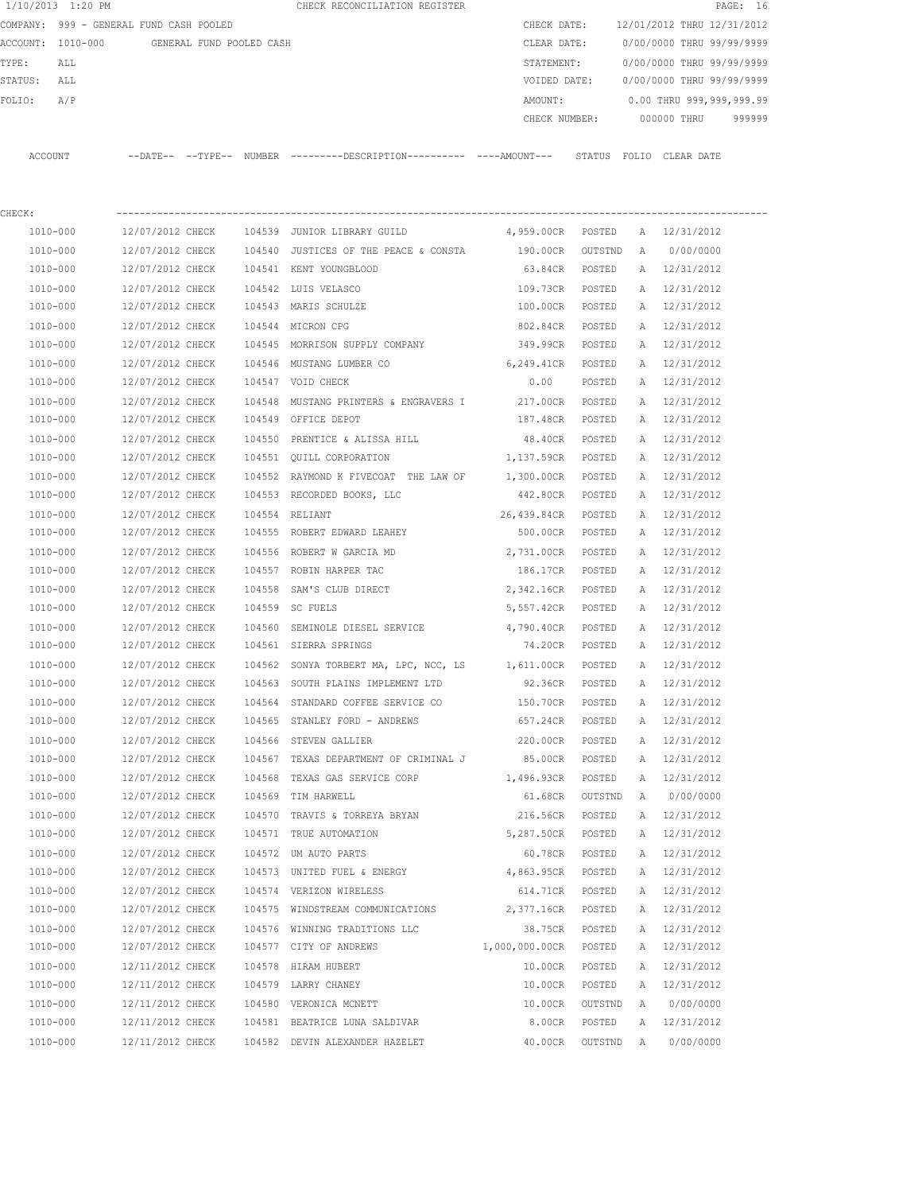1/10/2013 1:20 PM CHECK RECONCILIATION REGISTER

COMPANY: 999 - GENERAL FUND CASH POOLED CHECK DATE: 12/01/2012 THRU 12/31/2012

ACCOUNT: 1010-000 GENERAL FUND POOLED CASH CLEAR DATE: 0/00/0000 THRU 99/99/9999

TYPE: ALL STATEMENT: 0/00/0000 THRU 99/99/9999

STATUS: ALL VOIDED DATE: 0/00/0000 THRU 99/99/9999

FOLIO: A/P AMOUNT: 0.00 THRU 999,999,999.99

CHECK NUMBER: 000000 THRU 999999

CHECK:

| ACCOUNT | --DATE-- | --TYPE-- | NUMBER | ---------DESCRIPTION---------- | ----AMOUNT--- | STATUS | FOLIO | CLEAR DATE |
|---|---|---|---|---|---|---|---|---|
| 1010-000 | 12/07/2012 | CHECK | 104539 | JUNIOR LIBRARY GUILD | 4,959.00CR | POSTED | A | 12/31/2012 |
| 1010-000 | 12/07/2012 | CHECK | 104540 | JUSTICES OF THE PEACE & CONSTA | 190.00CR | OUTSTND | A | 0/00/0000 |
| 1010-000 | 12/07/2012 | CHECK | 104541 | KENT YOUNGBLOOD | 63.84CR | POSTED | A | 12/31/2012 |
| 1010-000 | 12/07/2012 | CHECK | 104542 | LUIS VELASCO | 109.73CR | POSTED | A | 12/31/2012 |
| 1010-000 | 12/07/2012 | CHECK | 104543 | MARIS SCHULZE | 100.00CR | POSTED | A | 12/31/2012 |
| 1010-000 | 12/07/2012 | CHECK | 104544 | MICRON CPG | 802.84CR | POSTED | A | 12/31/2012 |
| 1010-000 | 12/07/2012 | CHECK | 104545 | MORRISON SUPPLY COMPANY | 349.99CR | POSTED | A | 12/31/2012 |
| 1010-000 | 12/07/2012 | CHECK | 104546 | MUSTANG LUMBER CO | 6,249.41CR | POSTED | A | 12/31/2012 |
| 1010-000 | 12/07/2012 | CHECK | 104547 | VOID CHECK | 0.00 | POSTED | A | 12/31/2012 |
| 1010-000 | 12/07/2012 | CHECK | 104548 | MUSTANG PRINTERS & ENGRAVERS I | 217.00CR | POSTED | A | 12/31/2012 |
| 1010-000 | 12/07/2012 | CHECK | 104549 | OFFICE DEPOT | 187.48CR | POSTED | A | 12/31/2012 |
| 1010-000 | 12/07/2012 | CHECK | 104550 | PRENTICE & ALISSA HILL | 48.40CR | POSTED | A | 12/31/2012 |
| 1010-000 | 12/07/2012 | CHECK | 104551 | QUILL CORPORATION | 1,137.59CR | POSTED | A | 12/31/2012 |
| 1010-000 | 12/07/2012 | CHECK | 104552 | RAYMOND K FIVECOAT THE LAW OF | 1,300.00CR | POSTED | A | 12/31/2012 |
| 1010-000 | 12/07/2012 | CHECK | 104553 | RECORDED BOOKS, LLC | 442.80CR | POSTED | A | 12/31/2012 |
| 1010-000 | 12/07/2012 | CHECK | 104554 | RELIANT | 26,439.84CR | POSTED | A | 12/31/2012 |
| 1010-000 | 12/07/2012 | CHECK | 104555 | ROBERT EDWARD LEAHEY | 500.00CR | POSTED | A | 12/31/2012 |
| 1010-000 | 12/07/2012 | CHECK | 104556 | ROBERT W GARCIA MD | 2,731.00CR | POSTED | A | 12/31/2012 |
| 1010-000 | 12/07/2012 | CHECK | 104557 | ROBIN HARPER TAC | 186.17CR | POSTED | A | 12/31/2012 |
| 1010-000 | 12/07/2012 | CHECK | 104558 | SAM'S CLUB DIRECT | 2,342.16CR | POSTED | A | 12/31/2012 |
| 1010-000 | 12/07/2012 | CHECK | 104559 | SC FUELS | 5,557.42CR | POSTED | A | 12/31/2012 |
| 1010-000 | 12/07/2012 | CHECK | 104560 | SEMINOLE DIESEL SERVICE | 4,790.40CR | POSTED | A | 12/31/2012 |
| 1010-000 | 12/07/2012 | CHECK | 104561 | SIERRA SPRINGS | 74.20CR | POSTED | A | 12/31/2012 |
| 1010-000 | 12/07/2012 | CHECK | 104562 | SONYA TORBERT MA, LPC, NCC, LS | 1,611.00CR | POSTED | A | 12/31/2012 |
| 1010-000 | 12/07/2012 | CHECK | 104563 | SOUTH PLAINS IMPLEMENT LTD | 92.36CR | POSTED | A | 12/31/2012 |
| 1010-000 | 12/07/2012 | CHECK | 104564 | STANDARD COFFEE SERVICE CO | 150.70CR | POSTED | A | 12/31/2012 |
| 1010-000 | 12/07/2012 | CHECK | 104565 | STANLEY FORD - ANDREWS | 657.24CR | POSTED | A | 12/31/2012 |
| 1010-000 | 12/07/2012 | CHECK | 104566 | STEVEN GALLIER | 220.00CR | POSTED | A | 12/31/2012 |
| 1010-000 | 12/07/2012 | CHECK | 104567 | TEXAS DEPARTMENT OF CRIMINAL J | 85.00CR | POSTED | A | 12/31/2012 |
| 1010-000 | 12/07/2012 | CHECK | 104568 | TEXAS GAS SERVICE CORP | 1,496.93CR | POSTED | A | 12/31/2012 |
| 1010-000 | 12/07/2012 | CHECK | 104569 | TIM HARWELL | 61.68CR | OUTSTND | A | 0/00/0000 |
| 1010-000 | 12/07/2012 | CHECK | 104570 | TRAVIS & TORREYA BRYAN | 216.56CR | POSTED | A | 12/31/2012 |
| 1010-000 | 12/07/2012 | CHECK | 104571 | TRUE AUTOMATION | 5,287.50CR | POSTED | A | 12/31/2012 |
| 1010-000 | 12/07/2012 | CHECK | 104572 | UM AUTO PARTS | 60.78CR | POSTED | A | 12/31/2012 |
| 1010-000 | 12/07/2012 | CHECK | 104573 | UNITED FUEL & ENERGY | 4,863.95CR | POSTED | A | 12/31/2012 |
| 1010-000 | 12/07/2012 | CHECK | 104574 | VERIZON WIRELESS | 614.71CR | POSTED | A | 12/31/2012 |
| 1010-000 | 12/07/2012 | CHECK | 104575 | WINDSTREAM COMMUNICATIONS | 2,377.16CR | POSTED | A | 12/31/2012 |
| 1010-000 | 12/07/2012 | CHECK | 104576 | WINNING TRADITIONS LLC | 38.75CR | POSTED | A | 12/31/2012 |
| 1010-000 | 12/07/2012 | CHECK | 104577 | CITY OF ANDREWS | 1,000,000.00CR | POSTED | A | 12/31/2012 |
| 1010-000 | 12/11/2012 | CHECK | 104578 | HIRAM HUBERT | 10.00CR | POSTED | A | 12/31/2012 |
| 1010-000 | 12/11/2012 | CHECK | 104579 | LARRY CHANEY | 10.00CR | POSTED | A | 12/31/2012 |
| 1010-000 | 12/11/2012 | CHECK | 104580 | VERONICA MCNETT | 10.00CR | OUTSTND | A | 0/00/0000 |
| 1010-000 | 12/11/2012 | CHECK | 104581 | BEATRICE LUNA SALDIVAR | 8.00CR | POSTED | A | 12/31/2012 |
| 1010-000 | 12/11/2012 | CHECK | 104582 | DEVIN ALEXANDER HAZELET | 40.00CR | OUTSTND | A | 0/00/0000 |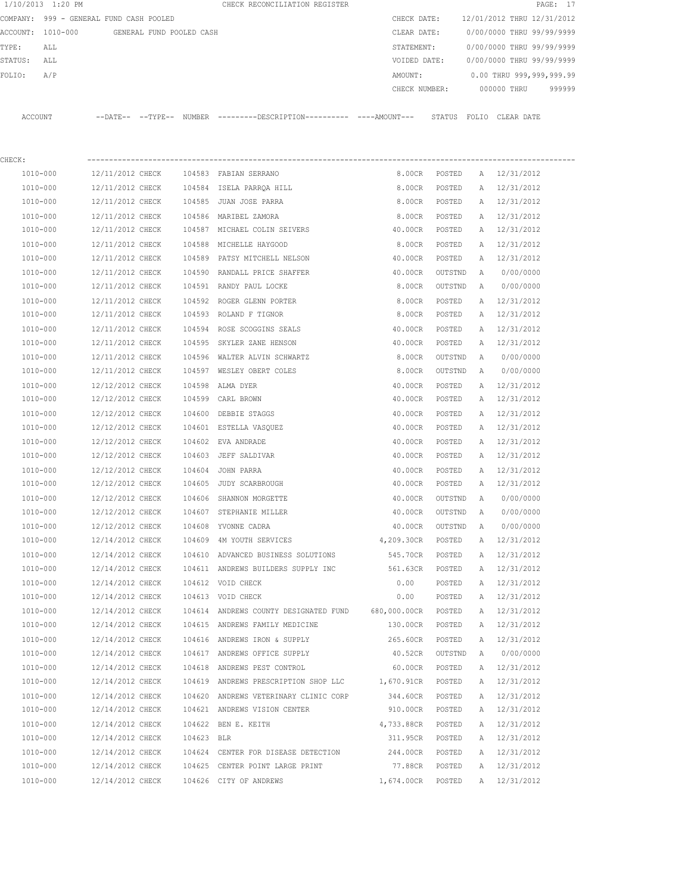1/10/2013 1:20 PM CHECK RECONCILIATION REGISTER

COMPANY: 999 - GENERAL FUND CASH POOLED    CHECK DATE: 12/01/2012 THRU 12/31/2012
ACCOUNT: 1010-000 GENERAL FUND POOLED CASH    CLEAR DATE: 0/00/0000 THRU 99/99/9999
TYPE: ALL    STATEMENT: 0/00/0000 THRU 99/99/9999
STATUS: ALL    VOIDED DATE: 0/00/0000 THRU 99/99/9999
FOLIO: A/P    AMOUNT: 0.00 THRU 999,999,999.99
CHECK NUMBER: 000000 THRU 999999

CHECK:

| ACCOUNT | --DATE-- | --TYPE-- | NUMBER | ---------DESCRIPTION---------- | ----AMOUNT--- | STATUS | FOLIO | CLEAR DATE |
|---|---|---|---|---|---|---|---|---|
| 1010-000 | 12/11/2012 | CHECK | 104583 | FABIAN SERRANO | 8.00CR | POSTED | A | 12/31/2012 |
| 1010-000 | 12/11/2012 | CHECK | 104584 | ISELA PARRQA HILL | 8.00CR | POSTED | A | 12/31/2012 |
| 1010-000 | 12/11/2012 | CHECK | 104585 | JUAN JOSE PARRA | 8.00CR | POSTED | A | 12/31/2012 |
| 1010-000 | 12/11/2012 | CHECK | 104586 | MARIBEL ZAMORA | 8.00CR | POSTED | A | 12/31/2012 |
| 1010-000 | 12/11/2012 | CHECK | 104587 | MICHAEL COLIN SEIVERS | 40.00CR | POSTED | A | 12/31/2012 |
| 1010-000 | 12/11/2012 | CHECK | 104588 | MICHELLE HAYGOOD | 8.00CR | POSTED | A | 12/31/2012 |
| 1010-000 | 12/11/2012 | CHECK | 104589 | PATSY MITCHELL NELSON | 40.00CR | POSTED | A | 12/31/2012 |
| 1010-000 | 12/11/2012 | CHECK | 104590 | RANDALL PRICE SHAFFER | 40.00CR | OUTSTND | A | 0/00/0000 |
| 1010-000 | 12/11/2012 | CHECK | 104591 | RANDY PAUL LOCKE | 8.00CR | OUTSTND | A | 0/00/0000 |
| 1010-000 | 12/11/2012 | CHECK | 104592 | ROGER GLENN PORTER | 8.00CR | POSTED | A | 12/31/2012 |
| 1010-000 | 12/11/2012 | CHECK | 104593 | ROLAND F TIGNOR | 8.00CR | POSTED | A | 12/31/2012 |
| 1010-000 | 12/11/2012 | CHECK | 104594 | ROSE SCOGGINS SEALS | 40.00CR | POSTED | A | 12/31/2012 |
| 1010-000 | 12/11/2012 | CHECK | 104595 | SKYLER ZANE HENSON | 40.00CR | POSTED | A | 12/31/2012 |
| 1010-000 | 12/11/2012 | CHECK | 104596 | WALTER ALVIN SCHWARTZ | 8.00CR | OUTSTND | A | 0/00/0000 |
| 1010-000 | 12/11/2012 | CHECK | 104597 | WESLEY OBERT COLES | 8.00CR | OUTSTND | A | 0/00/0000 |
| 1010-000 | 12/12/2012 | CHECK | 104598 | ALMA DYER | 40.00CR | POSTED | A | 12/31/2012 |
| 1010-000 | 12/12/2012 | CHECK | 104599 | CARL BROWN | 40.00CR | POSTED | A | 12/31/2012 |
| 1010-000 | 12/12/2012 | CHECK | 104600 | DEBBIE STAGGS | 40.00CR | POSTED | A | 12/31/2012 |
| 1010-000 | 12/12/2012 | CHECK | 104601 | ESTELLA VASQUEZ | 40.00CR | POSTED | A | 12/31/2012 |
| 1010-000 | 12/12/2012 | CHECK | 104602 | EVA ANDRADE | 40.00CR | POSTED | A | 12/31/2012 |
| 1010-000 | 12/12/2012 | CHECK | 104603 | JEFF SALDIVAR | 40.00CR | POSTED | A | 12/31/2012 |
| 1010-000 | 12/12/2012 | CHECK | 104604 | JOHN PARRA | 40.00CR | POSTED | A | 12/31/2012 |
| 1010-000 | 12/12/2012 | CHECK | 104605 | JUDY SCARBROUGH | 40.00CR | POSTED | A | 12/31/2012 |
| 1010-000 | 12/12/2012 | CHECK | 104606 | SHANNON MORGETTE | 40.00CR | OUTSTND | A | 0/00/0000 |
| 1010-000 | 12/12/2012 | CHECK | 104607 | STEPHANIE MILLER | 40.00CR | OUTSTND | A | 0/00/0000 |
| 1010-000 | 12/12/2012 | CHECK | 104608 | YVONNE CADRA | 40.00CR | OUTSTND | A | 0/00/0000 |
| 1010-000 | 12/14/2012 | CHECK | 104609 | 4M YOUTH SERVICES | 4,209.30CR | POSTED | A | 12/31/2012 |
| 1010-000 | 12/14/2012 | CHECK | 104610 | ADVANCED BUSINESS SOLUTIONS | 545.70CR | POSTED | A | 12/31/2012 |
| 1010-000 | 12/14/2012 | CHECK | 104611 | ANDREWS BUILDERS SUPPLY INC | 561.63CR | POSTED | A | 12/31/2012 |
| 1010-000 | 12/14/2012 | CHECK | 104612 | VOID CHECK | 0.00 | POSTED | A | 12/31/2012 |
| 1010-000 | 12/14/2012 | CHECK | 104613 | VOID CHECK | 0.00 | POSTED | A | 12/31/2012 |
| 1010-000 | 12/14/2012 | CHECK | 104614 | ANDREWS COUNTY DESIGNATED FUND | 680,000.00CR | POSTED | A | 12/31/2012 |
| 1010-000 | 12/14/2012 | CHECK | 104615 | ANDREWS FAMILY MEDICINE | 130.00CR | POSTED | A | 12/31/2012 |
| 1010-000 | 12/14/2012 | CHECK | 104616 | ANDREWS IRON & SUPPLY | 265.60CR | POSTED | A | 12/31/2012 |
| 1010-000 | 12/14/2012 | CHECK | 104617 | ANDREWS OFFICE SUPPLY | 40.52CR | OUTSTND | A | 0/00/0000 |
| 1010-000 | 12/14/2012 | CHECK | 104618 | ANDREWS PEST CONTROL | 60.00CR | POSTED | A | 12/31/2012 |
| 1010-000 | 12/14/2012 | CHECK | 104619 | ANDREWS PRESCRIPTION SHOP LLC | 1,670.91CR | POSTED | A | 12/31/2012 |
| 1010-000 | 12/14/2012 | CHECK | 104620 | ANDREWS VETERINARY CLINIC CORP | 344.60CR | POSTED | A | 12/31/2012 |
| 1010-000 | 12/14/2012 | CHECK | 104621 | ANDREWS VISION CENTER | 910.00CR | POSTED | A | 12/31/2012 |
| 1010-000 | 12/14/2012 | CHECK | 104622 | BEN E. KEITH | 4,733.88CR | POSTED | A | 12/31/2012 |
| 1010-000 | 12/14/2012 | CHECK | 104623 | BLR | 311.95CR | POSTED | A | 12/31/2012 |
| 1010-000 | 12/14/2012 | CHECK | 104624 | CENTER FOR DISEASE DETECTION | 244.00CR | POSTED | A | 12/31/2012 |
| 1010-000 | 12/14/2012 | CHECK | 104625 | CENTER POINT LARGE PRINT | 77.88CR | POSTED | A | 12/31/2012 |
| 1010-000 | 12/14/2012 | CHECK | 104626 | CITY OF ANDREWS | 1,674.00CR | POSTED | A | 12/31/2012 |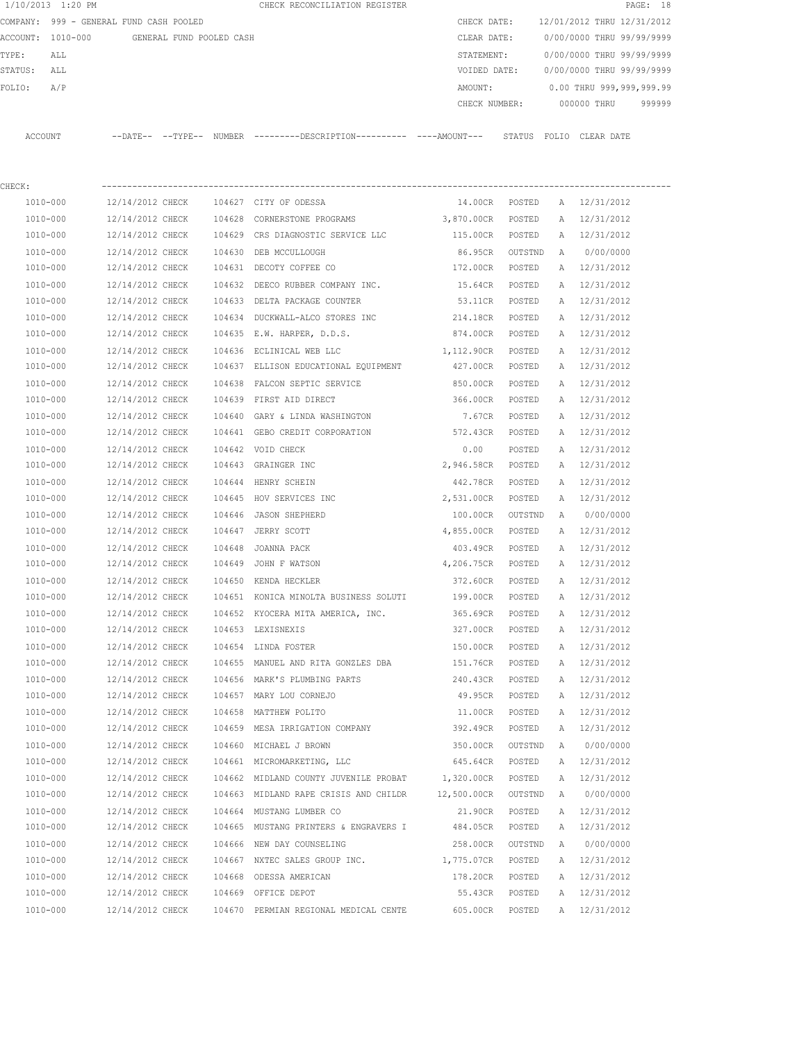1/10/2013 1:20 PM CHECK RECONCILIATION REGISTER

COMPANY: 999 - GENERAL FUND CASH POOLED
ACCOUNT: 1010-000 GENERAL FUND POOLED CASH
TYPE: ALL
STATUS: ALL
FOLIO: A/P

CHECK DATE: 12/01/2012 THRU 12/31/2012
CLEAR DATE: 0/00/0000 THRU 99/99/9999
STATEMENT: 0/00/0000 THRU 99/99/9999
VOIDED DATE: 0/00/0000 THRU 99/99/9999
AMOUNT: 0.00 THRU 999,999,999.99
CHECK NUMBER: 000000 THRU 999999

CHECK:

| ACCOUNT | DATE | TYPE | NUMBER | DESCRIPTION | AMOUNT | STATUS | FOLIO | CLEAR DATE |
|---|---|---|---|---|---|---|---|---|
| 1010-000 | 12/14/2012 | CHECK | 104627 | CITY OF ODESSA | 14.00CR | POSTED | A | 12/31/2012 |
| 1010-000 | 12/14/2012 | CHECK | 104628 | CORNERSTONE PROGRAMS | 3,870.00CR | POSTED | A | 12/31/2012 |
| 1010-000 | 12/14/2012 | CHECK | 104629 | CRS DIAGNOSTIC SERVICE LLC | 115.00CR | POSTED | A | 12/31/2012 |
| 1010-000 | 12/14/2012 | CHECK | 104630 | DEB MCCULLOUGH | 86.95CR | OUTSTND | A | 0/00/0000 |
| 1010-000 | 12/14/2012 | CHECK | 104631 | DECOTY COFFEE CO | 172.00CR | POSTED | A | 12/31/2012 |
| 1010-000 | 12/14/2012 | CHECK | 104632 | DEECO RUBBER COMPANY INC. | 15.64CR | POSTED | A | 12/31/2012 |
| 1010-000 | 12/14/2012 | CHECK | 104633 | DELTA PACKAGE COUNTER | 53.11CR | POSTED | A | 12/31/2012 |
| 1010-000 | 12/14/2012 | CHECK | 104634 | DUCKWALL-ALCO STORES INC | 214.18CR | POSTED | A | 12/31/2012 |
| 1010-000 | 12/14/2012 | CHECK | 104635 | E.W. HARPER, D.D.S. | 874.00CR | POSTED | A | 12/31/2012 |
| 1010-000 | 12/14/2012 | CHECK | 104636 | ECLINICAL WEB LLC | 1,112.90CR | POSTED | A | 12/31/2012 |
| 1010-000 | 12/14/2012 | CHECK | 104637 | ELLISON EDUCATIONAL EQUIPMENT | 427.00CR | POSTED | A | 12/31/2012 |
| 1010-000 | 12/14/2012 | CHECK | 104638 | FALCON SEPTIC SERVICE | 850.00CR | POSTED | A | 12/31/2012 |
| 1010-000 | 12/14/2012 | CHECK | 104639 | FIRST AID DIRECT | 366.00CR | POSTED | A | 12/31/2012 |
| 1010-000 | 12/14/2012 | CHECK | 104640 | GARY & LINDA WASHINGTON | 7.67CR | POSTED | A | 12/31/2012 |
| 1010-000 | 12/14/2012 | CHECK | 104641 | GEBO CREDIT CORPORATION | 572.43CR | POSTED | A | 12/31/2012 |
| 1010-000 | 12/14/2012 | CHECK | 104642 | VOID CHECK | 0.00 | POSTED | A | 12/31/2012 |
| 1010-000 | 12/14/2012 | CHECK | 104643 | GRAINGER INC | 2,946.58CR | POSTED | A | 12/31/2012 |
| 1010-000 | 12/14/2012 | CHECK | 104644 | HENRY SCHEIN | 442.78CR | POSTED | A | 12/31/2012 |
| 1010-000 | 12/14/2012 | CHECK | 104645 | HOV SERVICES INC | 2,531.00CR | POSTED | A | 12/31/2012 |
| 1010-000 | 12/14/2012 | CHECK | 104646 | JASON SHEPHERD | 100.00CR | OUTSTND | A | 0/00/0000 |
| 1010-000 | 12/14/2012 | CHECK | 104647 | JERRY SCOTT | 4,855.00CR | POSTED | A | 12/31/2012 |
| 1010-000 | 12/14/2012 | CHECK | 104648 | JOANNA PACK | 403.49CR | POSTED | A | 12/31/2012 |
| 1010-000 | 12/14/2012 | CHECK | 104649 | JOHN F WATSON | 4,206.75CR | POSTED | A | 12/31/2012 |
| 1010-000 | 12/14/2012 | CHECK | 104650 | KENDA HECKLER | 372.60CR | POSTED | A | 12/31/2012 |
| 1010-000 | 12/14/2012 | CHECK | 104651 | KONICA MINOLTA BUSINESS SOLUTI | 199.00CR | POSTED | A | 12/31/2012 |
| 1010-000 | 12/14/2012 | CHECK | 104652 | KYOCERA MITA AMERICA, INC. | 365.69CR | POSTED | A | 12/31/2012 |
| 1010-000 | 12/14/2012 | CHECK | 104653 | LEXISNEXIS | 327.00CR | POSTED | A | 12/31/2012 |
| 1010-000 | 12/14/2012 | CHECK | 104654 | LINDA FOSTER | 150.00CR | POSTED | A | 12/31/2012 |
| 1010-000 | 12/14/2012 | CHECK | 104655 | MANUEL AND RITA GONZLES DBA | 151.76CR | POSTED | A | 12/31/2012 |
| 1010-000 | 12/14/2012 | CHECK | 104656 | MARK'S PLUMBING PARTS | 240.43CR | POSTED | A | 12/31/2012 |
| 1010-000 | 12/14/2012 | CHECK | 104657 | MARY LOU CORNEJO | 49.95CR | POSTED | A | 12/31/2012 |
| 1010-000 | 12/14/2012 | CHECK | 104658 | MATTHEW POLITO | 11.00CR | POSTED | A | 12/31/2012 |
| 1010-000 | 12/14/2012 | CHECK | 104659 | MESA IRRIGATION COMPANY | 392.49CR | POSTED | A | 12/31/2012 |
| 1010-000 | 12/14/2012 | CHECK | 104660 | MICHAEL J BROWN | 350.00CR | OUTSTND | A | 0/00/0000 |
| 1010-000 | 12/14/2012 | CHECK | 104661 | MICROMARKETING, LLC | 645.64CR | POSTED | A | 12/31/2012 |
| 1010-000 | 12/14/2012 | CHECK | 104662 | MIDLAND COUNTY JUVENILE PROBAT | 1,320.00CR | POSTED | A | 12/31/2012 |
| 1010-000 | 12/14/2012 | CHECK | 104663 | MIDLAND RAPE CRISIS AND CHILDR | 12,500.00CR | OUTSTND | A | 0/00/0000 |
| 1010-000 | 12/14/2012 | CHECK | 104664 | MUSTANG LUMBER CO | 21.90CR | POSTED | A | 12/31/2012 |
| 1010-000 | 12/14/2012 | CHECK | 104665 | MUSTANG PRINTERS & ENGRAVERS I | 484.05CR | POSTED | A | 12/31/2012 |
| 1010-000 | 12/14/2012 | CHECK | 104666 | NEW DAY COUNSELING | 258.00CR | OUTSTND | A | 0/00/0000 |
| 1010-000 | 12/14/2012 | CHECK | 104667 | NXTEC SALES GROUP INC. | 1,775.07CR | POSTED | A | 12/31/2012 |
| 1010-000 | 12/14/2012 | CHECK | 104668 | ODESSA AMERICAN | 178.20CR | POSTED | A | 12/31/2012 |
| 1010-000 | 12/14/2012 | CHECK | 104669 | OFFICE DEPOT | 55.43CR | POSTED | A | 12/31/2012 |
| 1010-000 | 12/14/2012 | CHECK | 104670 | PERMIAN REGIONAL MEDICAL CENTE | 605.00CR | POSTED | A | 12/31/2012 |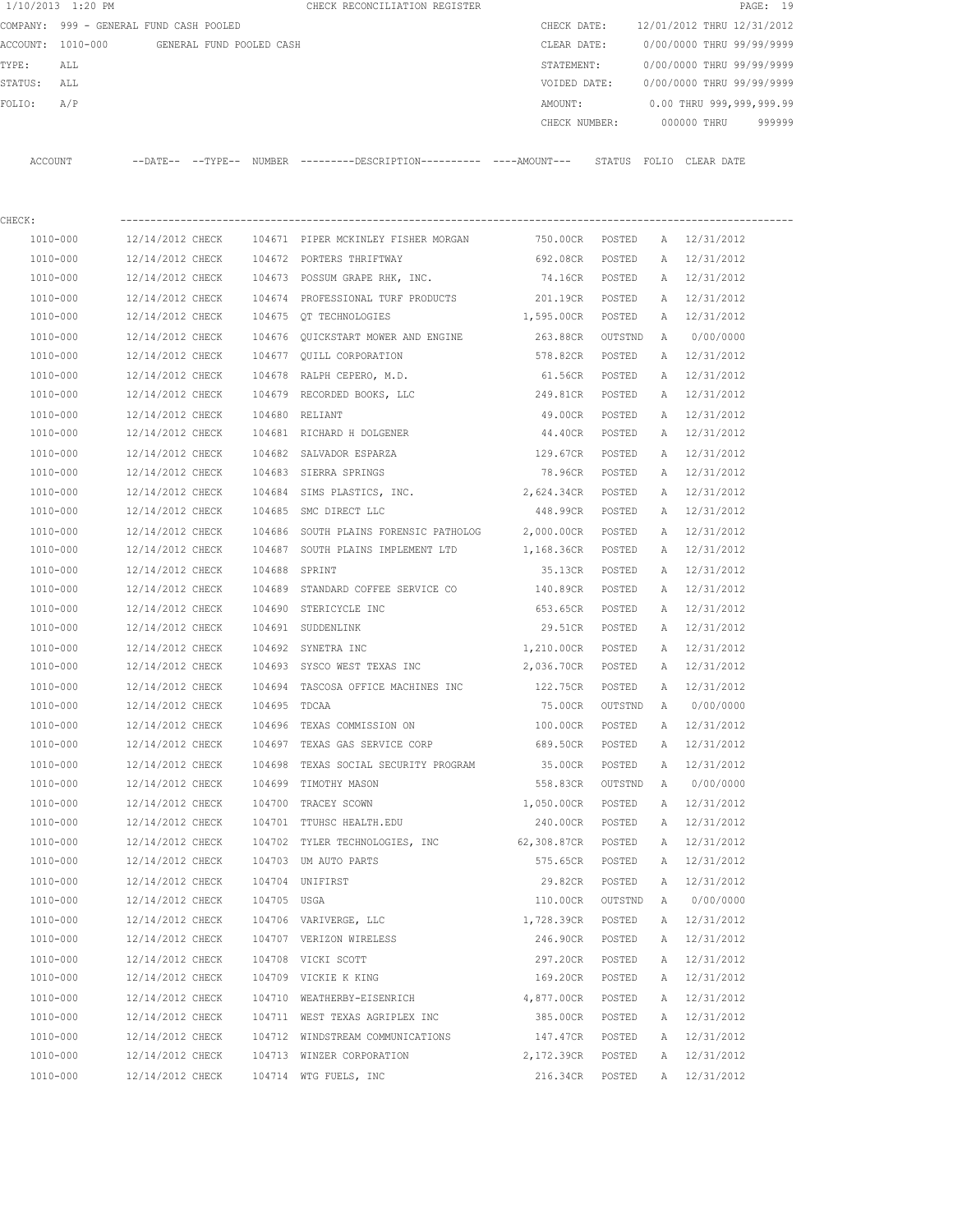1/10/2013 1:20 PM CHECK RECONCILIATION REGISTER PAGE: 19

COMPANY: 999 - GENERAL FUND CASH POOLED CHECK DATE: 12/01/2012 THRU 12/31/2012

ACCOUNT: 1010-000 GENERAL FUND POOLED CASH CLEAR DATE: 0/00/0000 THRU 99/99/9999

TYPE: ALL STATEMENT: 0/00/0000 THRU 99/99/9999

STATUS: ALL VOIDED DATE: 0/00/0000 THRU 99/99/9999

FOLIO: A/P AMOUNT: 0.00 THRU 999,999,999.99

CHECK NUMBER: 000000 THRU 999999

CHECK:

| ACCOUNT | --DATE-- | --TYPE-- | NUMBER | ---------DESCRIPTION---------- | ----AMOUNT--- | STATUS | FOLIO | CLEAR DATE |
|---|---|---|---|---|---|---|---|---|
| 1010-000 | 12/14/2012 | CHECK | 104671 | PIPER MCKINLEY FISHER MORGAN | 750.00CR | POSTED | A | 12/31/2012 |
| 1010-000 | 12/14/2012 | CHECK | 104672 | PORTERS THRIFTWAY | 692.08CR | POSTED | A | 12/31/2012 |
| 1010-000 | 12/14/2012 | CHECK | 104673 | POSSUM GRAPE RHK, INC. | 74.16CR | POSTED | A | 12/31/2012 |
| 1010-000 | 12/14/2012 | CHECK | 104674 | PROFESSIONAL TURF PRODUCTS | 201.19CR | POSTED | A | 12/31/2012 |
| 1010-000 | 12/14/2012 | CHECK | 104675 | QT TECHNOLOGIES | 1,595.00CR | POSTED | A | 12/31/2012 |
| 1010-000 | 12/14/2012 | CHECK | 104676 | QUICKSTART MOWER AND ENGINE | 263.88CR | OUTSTND | A | 0/00/0000 |
| 1010-000 | 12/14/2012 | CHECK | 104677 | QUILL CORPORATION | 578.82CR | POSTED | A | 12/31/2012 |
| 1010-000 | 12/14/2012 | CHECK | 104678 | RALPH CEPERO, M.D. | 61.56CR | POSTED | A | 12/31/2012 |
| 1010-000 | 12/14/2012 | CHECK | 104679 | RECORDED BOOKS, LLC | 249.81CR | POSTED | A | 12/31/2012 |
| 1010-000 | 12/14/2012 | CHECK | 104680 | RELIANT | 49.00CR | POSTED | A | 12/31/2012 |
| 1010-000 | 12/14/2012 | CHECK | 104681 | RICHARD H DOLGENER | 44.40CR | POSTED | A | 12/31/2012 |
| 1010-000 | 12/14/2012 | CHECK | 104682 | SALVADOR ESPARZA | 129.67CR | POSTED | A | 12/31/2012 |
| 1010-000 | 12/14/2012 | CHECK | 104683 | SIERRA SPRINGS | 78.96CR | POSTED | A | 12/31/2012 |
| 1010-000 | 12/14/2012 | CHECK | 104684 | SIMS PLASTICS, INC. | 2,624.34CR | POSTED | A | 12/31/2012 |
| 1010-000 | 12/14/2012 | CHECK | 104685 | SMC DIRECT LLC | 448.99CR | POSTED | A | 12/31/2012 |
| 1010-000 | 12/14/2012 | CHECK | 104686 | SOUTH PLAINS FORENSIC PATHOLOG | 2,000.00CR | POSTED | A | 12/31/2012 |
| 1010-000 | 12/14/2012 | CHECK | 104687 | SOUTH PLAINS IMPLEMENT LTD | 1,168.36CR | POSTED | A | 12/31/2012 |
| 1010-000 | 12/14/2012 | CHECK | 104688 | SPRINT | 35.13CR | POSTED | A | 12/31/2012 |
| 1010-000 | 12/14/2012 | CHECK | 104689 | STANDARD COFFEE SERVICE CO | 140.89CR | POSTED | A | 12/31/2012 |
| 1010-000 | 12/14/2012 | CHECK | 104690 | STERICYCLE INC | 653.65CR | POSTED | A | 12/31/2012 |
| 1010-000 | 12/14/2012 | CHECK | 104691 | SUDDENLINK | 29.51CR | POSTED | A | 12/31/2012 |
| 1010-000 | 12/14/2012 | CHECK | 104692 | SYNETRA INC | 1,210.00CR | POSTED | A | 12/31/2012 |
| 1010-000 | 12/14/2012 | CHECK | 104693 | SYSCO WEST TEXAS INC | 2,036.70CR | POSTED | A | 12/31/2012 |
| 1010-000 | 12/14/2012 | CHECK | 104694 | TASCOSA OFFICE MACHINES INC | 122.75CR | POSTED | A | 12/31/2012 |
| 1010-000 | 12/14/2012 | CHECK | 104695 | TDCAA | 75.00CR | OUTSTND | A | 0/00/0000 |
| 1010-000 | 12/14/2012 | CHECK | 104696 | TEXAS COMMISSION ON | 100.00CR | POSTED | A | 12/31/2012 |
| 1010-000 | 12/14/2012 | CHECK | 104697 | TEXAS GAS SERVICE CORP | 689.50CR | POSTED | A | 12/31/2012 |
| 1010-000 | 12/14/2012 | CHECK | 104698 | TEXAS SOCIAL SECURITY PROGRAM | 35.00CR | POSTED | A | 12/31/2012 |
| 1010-000 | 12/14/2012 | CHECK | 104699 | TIMOTHY MASON | 558.83CR | OUTSTND | A | 0/00/0000 |
| 1010-000 | 12/14/2012 | CHECK | 104700 | TRACEY SCOWN | 1,050.00CR | POSTED | A | 12/31/2012 |
| 1010-000 | 12/14/2012 | CHECK | 104701 | TTUHSC HEALTH.EDU | 240.00CR | POSTED | A | 12/31/2012 |
| 1010-000 | 12/14/2012 | CHECK | 104702 | TYLER TECHNOLOGIES, INC | 62,308.87CR | POSTED | A | 12/31/2012 |
| 1010-000 | 12/14/2012 | CHECK | 104703 | UM AUTO PARTS | 575.65CR | POSTED | A | 12/31/2012 |
| 1010-000 | 12/14/2012 | CHECK | 104704 | UNIFIRST | 29.82CR | POSTED | A | 12/31/2012 |
| 1010-000 | 12/14/2012 | CHECK | 104705 | USGA | 110.00CR | OUTSTND | A | 0/00/0000 |
| 1010-000 | 12/14/2012 | CHECK | 104706 | VARIVERGE, LLC | 1,728.39CR | POSTED | A | 12/31/2012 |
| 1010-000 | 12/14/2012 | CHECK | 104707 | VERIZON WIRELESS | 246.90CR | POSTED | A | 12/31/2012 |
| 1010-000 | 12/14/2012 | CHECK | 104708 | VICKI SCOTT | 297.20CR | POSTED | A | 12/31/2012 |
| 1010-000 | 12/14/2012 | CHECK | 104709 | VICKIE K KING | 169.20CR | POSTED | A | 12/31/2012 |
| 1010-000 | 12/14/2012 | CHECK | 104710 | WEATHERBY-EISENRICH | 4,877.00CR | POSTED | A | 12/31/2012 |
| 1010-000 | 12/14/2012 | CHECK | 104711 | WEST TEXAS AGRIPLEX INC | 385.00CR | POSTED | A | 12/31/2012 |
| 1010-000 | 12/14/2012 | CHECK | 104712 | WINDSTREAM COMMUNICATIONS | 147.47CR | POSTED | A | 12/31/2012 |
| 1010-000 | 12/14/2012 | CHECK | 104713 | WINZER CORPORATION | 2,172.39CR | POSTED | A | 12/31/2012 |
| 1010-000 | 12/14/2012 | CHECK | 104714 | WTG FUELS, INC | 216.34CR | POSTED | A | 12/31/2012 |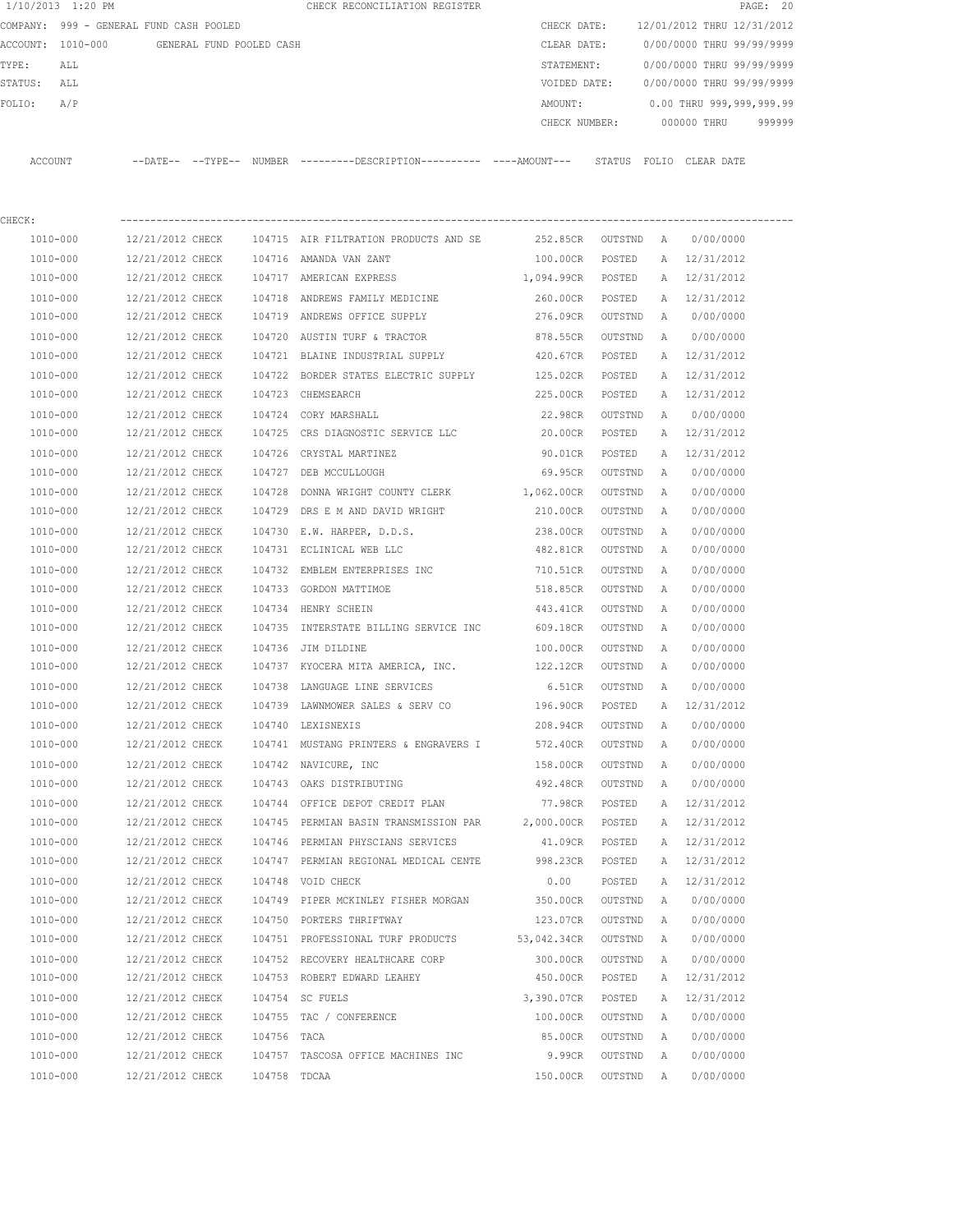1/10/2013 1:20 PM CHECK RECONCILIATION REGISTER

COMPANY: 999 - GENERAL FUND CASH POOLED
ACCOUNT: 1010-000 GENERAL FUND POOLED CASH
TYPE: ALL
STATUS: ALL
FOLIO: A/P

CHECK DATE: 12/01/2012 THRU 12/31/2012
CLEAR DATE: 0/00/0000 THRU 99/99/9999
STATEMENT: 0/00/0000 THRU 99/99/9999
VOIDED DATE: 0/00/0000 THRU 99/99/9999
AMOUNT: 0.00 THRU 999,999,999.99
CHECK NUMBER: 000000 THRU 999999

CHECK:

| ACCOUNT | --DATE-- | --TYPE-- | NUMBER | ---------DESCRIPTION---------- | ----AMOUNT--- | STATUS | FOLIO | CLEAR DATE |
|---|---|---|---|---|---|---|---|---|
| 1010-000 | 12/21/2012 | CHECK | 104715 | AIR FILTRATION PRODUCTS AND SE | 252.85CR | OUTSTND | A | 0/00/0000 |
| 1010-000 | 12/21/2012 | CHECK | 104716 | AMANDA VAN ZANT | 100.00CR | POSTED | A | 12/31/2012 |
| 1010-000 | 12/21/2012 | CHECK | 104717 | AMERICAN EXPRESS | 1,094.99CR | POSTED | A | 12/31/2012 |
| 1010-000 | 12/21/2012 | CHECK | 104718 | ANDREWS FAMILY MEDICINE | 260.00CR | POSTED | A | 12/31/2012 |
| 1010-000 | 12/21/2012 | CHECK | 104719 | ANDREWS OFFICE SUPPLY | 276.09CR | OUTSTND | A | 0/00/0000 |
| 1010-000 | 12/21/2012 | CHECK | 104720 | AUSTIN TURF & TRACTOR | 878.55CR | OUTSTND | A | 0/00/0000 |
| 1010-000 | 12/21/2012 | CHECK | 104721 | BLAINE INDUSTRIAL SUPPLY | 420.67CR | POSTED | A | 12/31/2012 |
| 1010-000 | 12/21/2012 | CHECK | 104722 | BORDER STATES ELECTRIC SUPPLY | 125.02CR | POSTED | A | 12/31/2012 |
| 1010-000 | 12/21/2012 | CHECK | 104723 | CHEMSEARCH | 225.00CR | POSTED | A | 12/31/2012 |
| 1010-000 | 12/21/2012 | CHECK | 104724 | CORY MARSHALL | 22.98CR | OUTSTND | A | 0/00/0000 |
| 1010-000 | 12/21/2012 | CHECK | 104725 | CRS DIAGNOSTIC SERVICE LLC | 20.00CR | POSTED | A | 12/31/2012 |
| 1010-000 | 12/21/2012 | CHECK | 104726 | CRYSTAL MARTINEZ | 90.01CR | POSTED | A | 12/31/2012 |
| 1010-000 | 12/21/2012 | CHECK | 104727 | DEB MCCULLOUGH | 69.95CR | OUTSTND | A | 0/00/0000 |
| 1010-000 | 12/21/2012 | CHECK | 104728 | DONNA WRIGHT COUNTY CLERK | 1,062.00CR | OUTSTND | A | 0/00/0000 |
| 1010-000 | 12/21/2012 | CHECK | 104729 | DRS E M AND DAVID WRIGHT | 210.00CR | OUTSTND | A | 0/00/0000 |
| 1010-000 | 12/21/2012 | CHECK | 104730 | E.W. HARPER, D.D.S. | 238.00CR | OUTSTND | A | 0/00/0000 |
| 1010-000 | 12/21/2012 | CHECK | 104731 | ECLINICAL WEB LLC | 482.81CR | OUTSTND | A | 0/00/0000 |
| 1010-000 | 12/21/2012 | CHECK | 104732 | EMBLEM ENTERPRISES INC | 710.51CR | OUTSTND | A | 0/00/0000 |
| 1010-000 | 12/21/2012 | CHECK | 104733 | GORDON MATTIMOE | 518.85CR | OUTSTND | A | 0/00/0000 |
| 1010-000 | 12/21/2012 | CHECK | 104734 | HENRY SCHEIN | 443.41CR | OUTSTND | A | 0/00/0000 |
| 1010-000 | 12/21/2012 | CHECK | 104735 | INTERSTATE BILLING SERVICE INC | 609.18CR | OUTSTND | A | 0/00/0000 |
| 1010-000 | 12/21/2012 | CHECK | 104736 | JIM DILDINE | 100.00CR | OUTSTND | A | 0/00/0000 |
| 1010-000 | 12/21/2012 | CHECK | 104737 | KYOCERA MITA AMERICA, INC. | 122.12CR | OUTSTND | A | 0/00/0000 |
| 1010-000 | 12/21/2012 | CHECK | 104738 | LANGUAGE LINE SERVICES | 6.51CR | OUTSTND | A | 0/00/0000 |
| 1010-000 | 12/21/2012 | CHECK | 104739 | LAWNMOWER SALES & SERV CO | 196.90CR | POSTED | A | 12/31/2012 |
| 1010-000 | 12/21/2012 | CHECK | 104740 | LEXISNEXIS | 208.94CR | OUTSTND | A | 0/00/0000 |
| 1010-000 | 12/21/2012 | CHECK | 104741 | MUSTANG PRINTERS & ENGRAVERS I | 572.40CR | OUTSTND | A | 0/00/0000 |
| 1010-000 | 12/21/2012 | CHECK | 104742 | NAVICURE, INC | 158.00CR | OUTSTND | A | 0/00/0000 |
| 1010-000 | 12/21/2012 | CHECK | 104743 | OAKS DISTRIBUTING | 492.48CR | OUTSTND | A | 0/00/0000 |
| 1010-000 | 12/21/2012 | CHECK | 104744 | OFFICE DEPOT CREDIT PLAN | 77.98CR | POSTED | A | 12/31/2012 |
| 1010-000 | 12/21/2012 | CHECK | 104745 | PERMIAN BASIN TRANSMISSION PAR | 2,000.00CR | POSTED | A | 12/31/2012 |
| 1010-000 | 12/21/2012 | CHECK | 104746 | PERMIAN PHYSCIANS SERVICES | 41.09CR | POSTED | A | 12/31/2012 |
| 1010-000 | 12/21/2012 | CHECK | 104747 | PERMIAN REGIONAL MEDICAL CENTE | 998.23CR | POSTED | A | 12/31/2012 |
| 1010-000 | 12/21/2012 | CHECK | 104748 | VOID CHECK | 0.00 | POSTED | A | 12/31/2012 |
| 1010-000 | 12/21/2012 | CHECK | 104749 | PIPER MCKINLEY FISHER MORGAN | 350.00CR | OUTSTND | A | 0/00/0000 |
| 1010-000 | 12/21/2012 | CHECK | 104750 | PORTERS THRIFTWAY | 123.07CR | OUTSTND | A | 0/00/0000 |
| 1010-000 | 12/21/2012 | CHECK | 104751 | PROFESSIONAL TURF PRODUCTS | 53,042.34CR | OUTSTND | A | 0/00/0000 |
| 1010-000 | 12/21/2012 | CHECK | 104752 | RECOVERY HEALTHCARE CORP | 300.00CR | OUTSTND | A | 0/00/0000 |
| 1010-000 | 12/21/2012 | CHECK | 104753 | ROBERT EDWARD LEAHEY | 450.00CR | POSTED | A | 12/31/2012 |
| 1010-000 | 12/21/2012 | CHECK | 104754 | SC FUELS | 3,390.07CR | POSTED | A | 12/31/2012 |
| 1010-000 | 12/21/2012 | CHECK | 104755 | TAC / CONFERENCE | 100.00CR | OUTSTND | A | 0/00/0000 |
| 1010-000 | 12/21/2012 | CHECK | 104756 | TACA | 85.00CR | OUTSTND | A | 0/00/0000 |
| 1010-000 | 12/21/2012 | CHECK | 104757 | TASCOSA OFFICE MACHINES INC | 9.99CR | OUTSTND | A | 0/00/0000 |
| 1010-000 | 12/21/2012 | CHECK | 104758 | TDCAA | 150.00CR | OUTSTND | A | 0/00/0000 |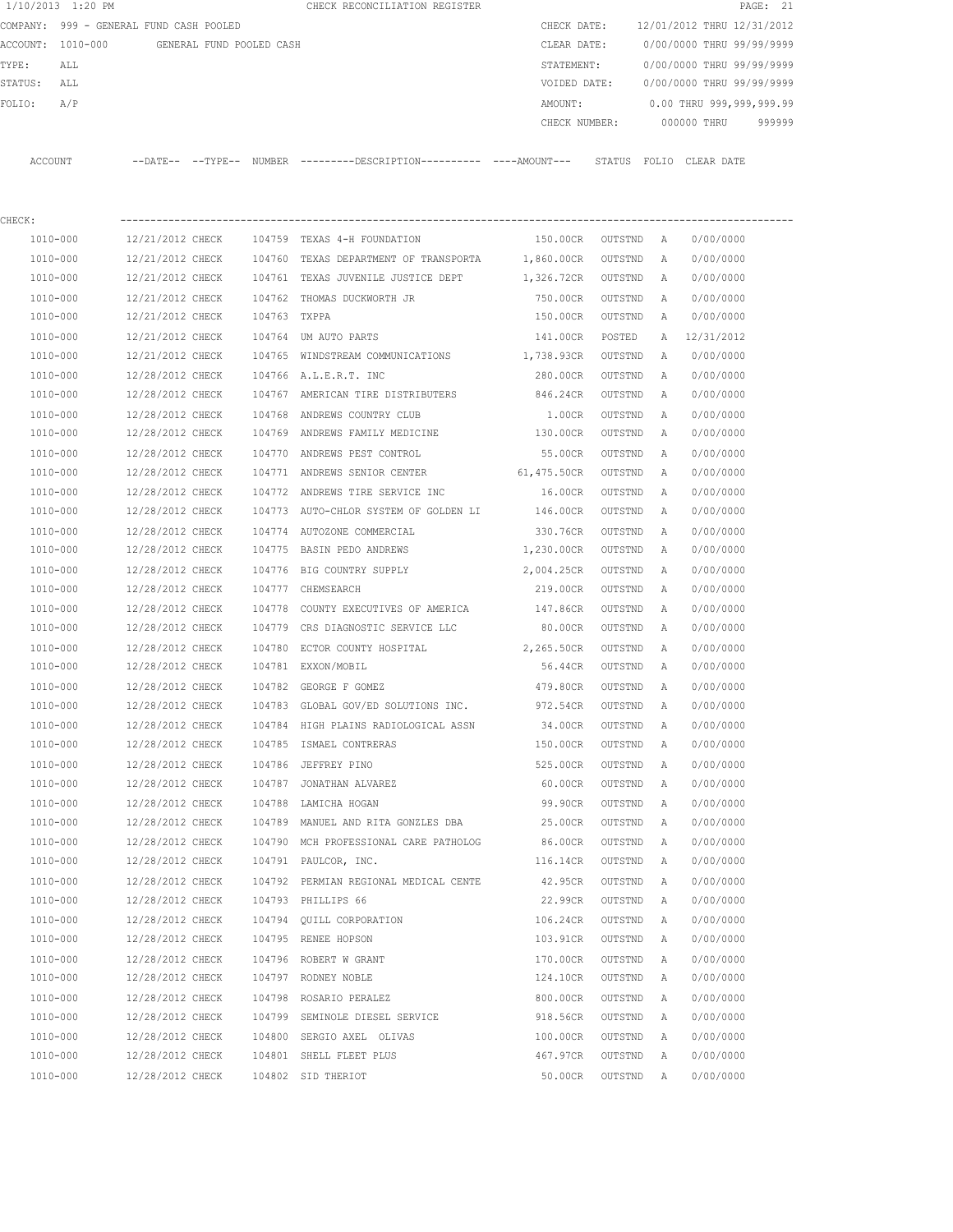1/10/2013 1:20 PM CHECK RECONCILIATION REGISTER

COMPANY: 999 - GENERAL FUND CASH POOLED
ACCOUNT: 1010-000 GENERAL FUND POOLED CASH
TYPE: ALL
STATUS: ALL
FOLIO: A/P

CHECK DATE: 12/01/2012 THRU 12/31/2012
CLEAR DATE: 0/00/0000 THRU 99/99/9999
STATEMENT: 0/00/0000 THRU 99/99/9999
VOIDED DATE: 0/00/0000 THRU 99/99/9999
AMOUNT: 0.00 THRU 999,999,999.99
CHECK NUMBER: 000000 THRU 999999

CHECK:

| ACCOUNT | --DATE-- | --TYPE-- | NUMBER | ---------DESCRIPTION---------- | ----AMOUNT--- | STATUS | FOLIO | CLEAR DATE |
|---|---|---|---|---|---|---|---|---|
| 1010-000 | 12/21/2012 | CHECK | 104759 | TEXAS 4-H FOUNDATION | 150.00CR | OUTSTND | A | 0/00/0000 |
| 1010-000 | 12/21/2012 | CHECK | 104760 | TEXAS DEPARTMENT OF TRANSPORTA | 1,860.00CR | OUTSTND | A | 0/00/0000 |
| 1010-000 | 12/21/2012 | CHECK | 104761 | TEXAS JUVENILE JUSTICE DEPT | 1,326.72CR | OUTSTND | A | 0/00/0000 |
| 1010-000 | 12/21/2012 | CHECK | 104762 | THOMAS DUCKWORTH JR | 750.00CR | OUTSTND | A | 0/00/0000 |
| 1010-000 | 12/21/2012 | CHECK | 104763 | TXPPA | 150.00CR | OUTSTND | A | 0/00/0000 |
| 1010-000 | 12/21/2012 | CHECK | 104764 | UM AUTO PARTS | 141.00CR | POSTED | A | 12/31/2012 |
| 1010-000 | 12/21/2012 | CHECK | 104765 | WINDSTREAM COMMUNICATIONS | 1,738.93CR | OUTSTND | A | 0/00/0000 |
| 1010-000 | 12/28/2012 | CHECK | 104766 | A.L.E.R.T. INC | 280.00CR | OUTSTND | A | 0/00/0000 |
| 1010-000 | 12/28/2012 | CHECK | 104767 | AMERICAN TIRE DISTRIBUTERS | 846.24CR | OUTSTND | A | 0/00/0000 |
| 1010-000 | 12/28/2012 | CHECK | 104768 | ANDREWS COUNTRY CLUB | 1.00CR | OUTSTND | A | 0/00/0000 |
| 1010-000 | 12/28/2012 | CHECK | 104769 | ANDREWS FAMILY MEDICINE | 130.00CR | OUTSTND | A | 0/00/0000 |
| 1010-000 | 12/28/2012 | CHECK | 104770 | ANDREWS PEST CONTROL | 55.00CR | OUTSTND | A | 0/00/0000 |
| 1010-000 | 12/28/2012 | CHECK | 104771 | ANDREWS SENIOR CENTER | 61,475.50CR | OUTSTND | A | 0/00/0000 |
| 1010-000 | 12/28/2012 | CHECK | 104772 | ANDREWS TIRE SERVICE INC | 16.00CR | OUTSTND | A | 0/00/0000 |
| 1010-000 | 12/28/2012 | CHECK | 104773 | AUTO-CHLOR SYSTEM OF GOLDEN LI | 146.00CR | OUTSTND | A | 0/00/0000 |
| 1010-000 | 12/28/2012 | CHECK | 104774 | AUTOZONE COMMERCIAL | 330.76CR | OUTSTND | A | 0/00/0000 |
| 1010-000 | 12/28/2012 | CHECK | 104775 | BASIN PEDO ANDREWS | 1,230.00CR | OUTSTND | A | 0/00/0000 |
| 1010-000 | 12/28/2012 | CHECK | 104776 | BIG COUNTRY SUPPLY | 2,004.25CR | OUTSTND | A | 0/00/0000 |
| 1010-000 | 12/28/2012 | CHECK | 104777 | CHEMSEARCH | 219.00CR | OUTSTND | A | 0/00/0000 |
| 1010-000 | 12/28/2012 | CHECK | 104778 | COUNTY EXECUTIVES OF AMERICA | 147.86CR | OUTSTND | A | 0/00/0000 |
| 1010-000 | 12/28/2012 | CHECK | 104779 | CRS DIAGNOSTIC SERVICE LLC | 80.00CR | OUTSTND | A | 0/00/0000 |
| 1010-000 | 12/28/2012 | CHECK | 104780 | ECTOR COUNTY HOSPITAL | 2,265.50CR | OUTSTND | A | 0/00/0000 |
| 1010-000 | 12/28/2012 | CHECK | 104781 | EXXON/MOBIL | 56.44CR | OUTSTND | A | 0/00/0000 |
| 1010-000 | 12/28/2012 | CHECK | 104782 | GEORGE F GOMEZ | 479.80CR | OUTSTND | A | 0/00/0000 |
| 1010-000 | 12/28/2012 | CHECK | 104783 | GLOBAL GOV/ED SOLUTIONS INC. | 972.54CR | OUTSTND | A | 0/00/0000 |
| 1010-000 | 12/28/2012 | CHECK | 104784 | HIGH PLAINS RADIOLOGICAL ASSN | 34.00CR | OUTSTND | A | 0/00/0000 |
| 1010-000 | 12/28/2012 | CHECK | 104785 | ISMAEL CONTRERAS | 150.00CR | OUTSTND | A | 0/00/0000 |
| 1010-000 | 12/28/2012 | CHECK | 104786 | JEFFREY PINO | 525.00CR | OUTSTND | A | 0/00/0000 |
| 1010-000 | 12/28/2012 | CHECK | 104787 | JONATHAN ALVAREZ | 60.00CR | OUTSTND | A | 0/00/0000 |
| 1010-000 | 12/28/2012 | CHECK | 104788 | LAMICHA HOGAN | 99.90CR | OUTSTND | A | 0/00/0000 |
| 1010-000 | 12/28/2012 | CHECK | 104789 | MANUEL AND RITA GONZLES DBA | 25.00CR | OUTSTND | A | 0/00/0000 |
| 1010-000 | 12/28/2012 | CHECK | 104790 | MCH PROFESSIONAL CARE PATHOLOG | 86.00CR | OUTSTND | A | 0/00/0000 |
| 1010-000 | 12/28/2012 | CHECK | 104791 | PAULCOR, INC. | 116.14CR | OUTSTND | A | 0/00/0000 |
| 1010-000 | 12/28/2012 | CHECK | 104792 | PERMIAN REGIONAL MEDICAL CENTE | 42.95CR | OUTSTND | A | 0/00/0000 |
| 1010-000 | 12/28/2012 | CHECK | 104793 | PHILLIPS 66 | 22.99CR | OUTSTND | A | 0/00/0000 |
| 1010-000 | 12/28/2012 | CHECK | 104794 | QUILL CORPORATION | 106.24CR | OUTSTND | A | 0/00/0000 |
| 1010-000 | 12/28/2012 | CHECK | 104795 | RENEE HOPSON | 103.91CR | OUTSTND | A | 0/00/0000 |
| 1010-000 | 12/28/2012 | CHECK | 104796 | ROBERT W GRANT | 170.00CR | OUTSTND | A | 0/00/0000 |
| 1010-000 | 12/28/2012 | CHECK | 104797 | RODNEY NOBLE | 124.10CR | OUTSTND | A | 0/00/0000 |
| 1010-000 | 12/28/2012 | CHECK | 104798 | ROSARIO PERALEZ | 800.00CR | OUTSTND | A | 0/00/0000 |
| 1010-000 | 12/28/2012 | CHECK | 104799 | SEMINOLE DIESEL SERVICE | 918.56CR | OUTSTND | A | 0/00/0000 |
| 1010-000 | 12/28/2012 | CHECK | 104800 | SERGIO AXEL OLIVAS | 100.00CR | OUTSTND | A | 0/00/0000 |
| 1010-000 | 12/28/2012 | CHECK | 104801 | SHELL FLEET PLUS | 467.97CR | OUTSTND | A | 0/00/0000 |
| 1010-000 | 12/28/2012 | CHECK | 104802 | SID THERIOT | 50.00CR | OUTSTND | A | 0/00/0000 |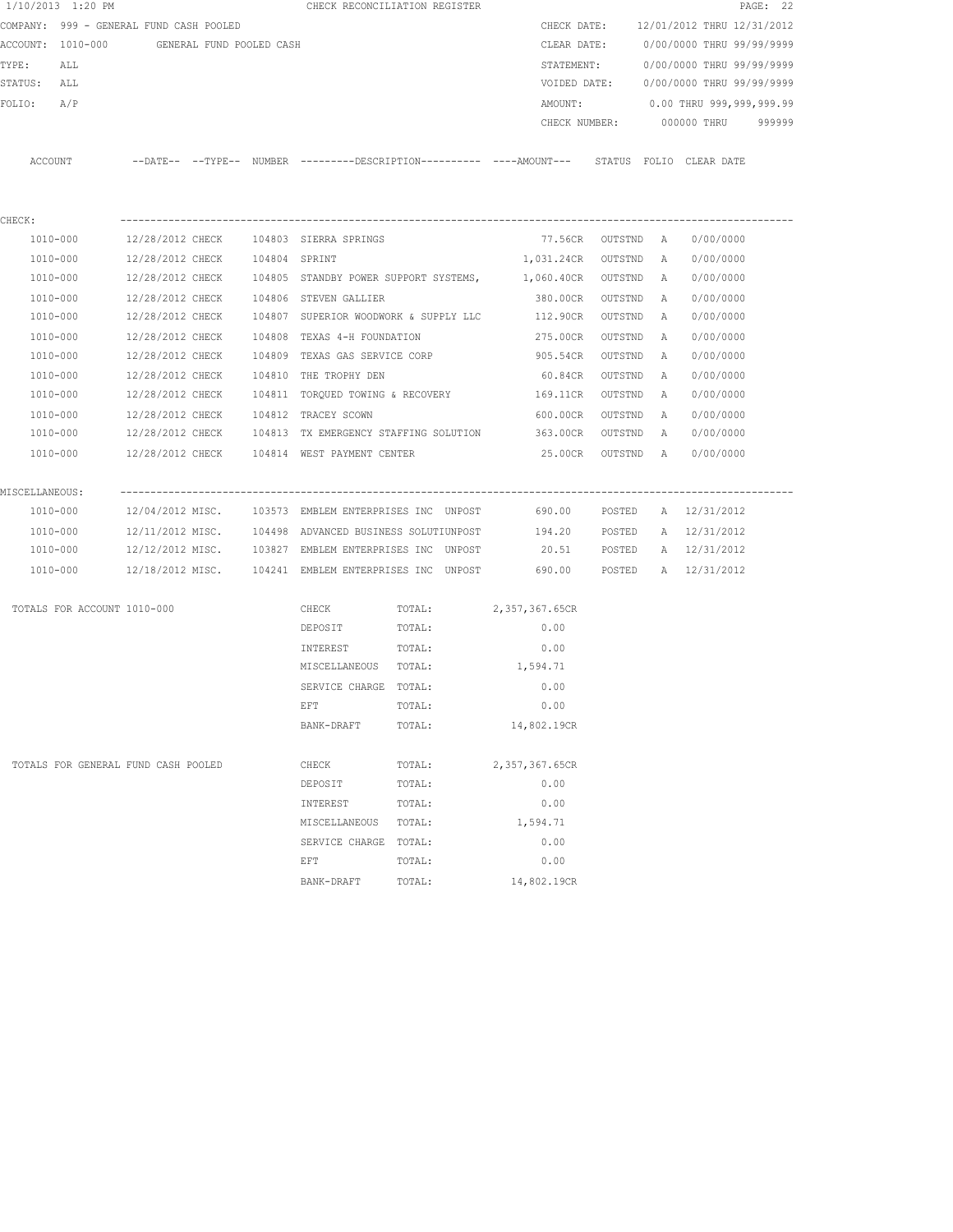1/10/2013 1:20 PM CHECK RECONCILIATION REGISTER

COMPANY: 999 - GENERAL FUND CASH POOLED
ACCOUNT: 1010-000 GENERAL FUND POOLED CASH
TYPE: ALL
STATUS: ALL
FOLIO: A/P

CHECK DATE: 12/01/2012 THRU 12/31/2012
CLEAR DATE: 0/00/0000 THRU 99/99/9999
STATEMENT: 0/00/0000 THRU 99/99/9999
VOIDED DATE: 0/00/0000 THRU 99/99/9999
AMOUNT: 0.00 THRU 999,999,999.99
CHECK NUMBER: 000000 THRU 999999

| ACCOUNT | --DATE-- | --TYPE-- | NUMBER | ---------DESCRIPTION---------- | ----AMOUNT--- | STATUS | FOLIO | CLEAR DATE |
|---|---|---|---|---|---|---|---|---|
| CHECK: | | | | | | | | |
| 1010-000 | 12/28/2012 | CHECK | 104803 | SIERRA SPRINGS | 77.56CR | OUTSTND | A | 0/00/0000 |
| 1010-000 | 12/28/2012 | CHECK | 104804 | SPRINT | 1,031.24CR | OUTSTND | A | 0/00/0000 |
| 1010-000 | 12/28/2012 | CHECK | 104805 | STANDBY POWER SUPPORT SYSTEMS, | 1,060.40CR | OUTSTND | A | 0/00/0000 |
| 1010-000 | 12/28/2012 | CHECK | 104806 | STEVEN GALLIER | 380.00CR | OUTSTND | A | 0/00/0000 |
| 1010-000 | 12/28/2012 | CHECK | 104807 | SUPERIOR WOODWORK & SUPPLY LLC | 112.90CR | OUTSTND | A | 0/00/0000 |
| 1010-000 | 12/28/2012 | CHECK | 104808 | TEXAS 4-H FOUNDATION | 275.00CR | OUTSTND | A | 0/00/0000 |
| 1010-000 | 12/28/2012 | CHECK | 104809 | TEXAS GAS SERVICE CORP | 905.54CR | OUTSTND | A | 0/00/0000 |
| 1010-000 | 12/28/2012 | CHECK | 104810 | THE TROPHY DEN | 60.84CR | OUTSTND | A | 0/00/0000 |
| 1010-000 | 12/28/2012 | CHECK | 104811 | TORQUED TOWING & RECOVERY | 169.11CR | OUTSTND | A | 0/00/0000 |
| 1010-000 | 12/28/2012 | CHECK | 104812 | TRACEY SCOWN | 600.00CR | OUTSTND | A | 0/00/0000 |
| 1010-000 | 12/28/2012 | CHECK | 104813 | TX EMERGENCY STAFFING SOLUTION | 363.00CR | OUTSTND | A | 0/00/0000 |
| 1010-000 | 12/28/2012 | CHECK | 104814 | WEST PAYMENT CENTER | 25.00CR | OUTSTND | A | 0/00/0000 |
| MISCELLANEOUS: | | | | | | | | |
| 1010-000 | 12/04/2012 | MISC. | 103573 | EMBLEM ENTERPRISES INC UNPOST | 690.00 | POSTED | A | 12/31/2012 |
| 1010-000 | 12/11/2012 | MISC. | 104498 | ADVANCED BUSINESS SOLUTIUNPOST | 194.20 | POSTED | A | 12/31/2012 |
| 1010-000 | 12/12/2012 | MISC. | 103827 | EMBLEM ENTERPRISES INC UNPOST | 20.51 | POSTED | A | 12/31/2012 |
| 1010-000 | 12/18/2012 | MISC. | 104241 | EMBLEM ENTERPRISES INC UNPOST | 690.00 | POSTED | A | 12/31/2012 |

TOTALS FOR ACCOUNT 1010-000

| | | |
|---|---|---|
| CHECK | TOTAL: | 2,357,367.65CR |
| DEPOSIT | TOTAL: | 0.00 |
| INTEREST | TOTAL: | 0.00 |
| MISCELLANEOUS | TOTAL: | 1,594.71 |
| SERVICE CHARGE | TOTAL: | 0.00 |
| EFT | TOTAL: | 0.00 |
| BANK-DRAFT | TOTAL: | 14,802.19CR |

TOTALS FOR GENERAL FUND CASH POOLED

| | | |
|---|---|---|
| CHECK | TOTAL: | 2,357,367.65CR |
| DEPOSIT | TOTAL: | 0.00 |
| INTEREST | TOTAL: | 0.00 |
| MISCELLANEOUS | TOTAL: | 1,594.71 |
| SERVICE CHARGE | TOTAL: | 0.00 |
| EFT | TOTAL: | 0.00 |
| BANK-DRAFT | TOTAL: | 14,802.19CR |